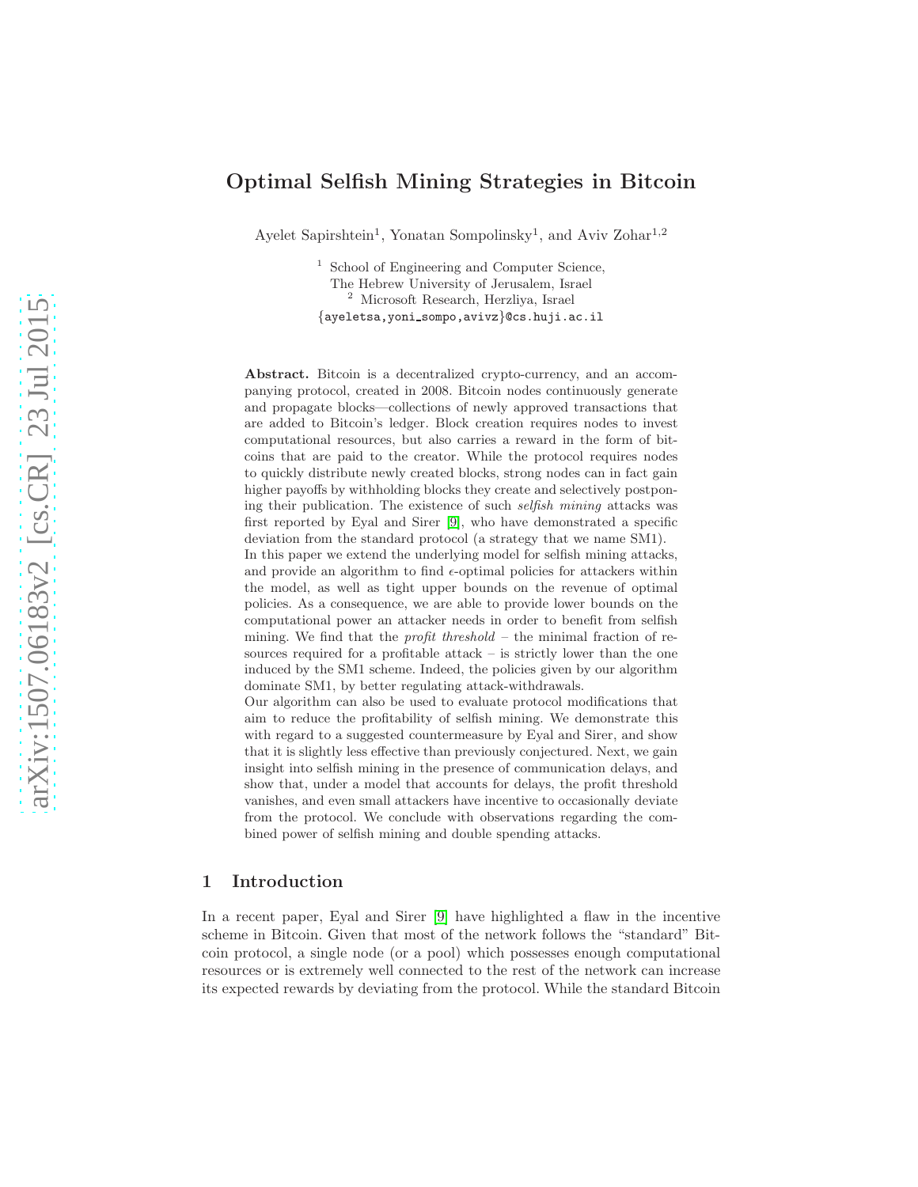# Optimal Selfish Mining Strategies in Bitcoin

Ayelet Sapirshtein[1], Yonatan Sompolinsky[1], and Aviv Zohar[1,2]

[1] School of Engineering and Computer Science,
The Hebrew University of Jerusalem, Israel
[2] Microsoft Research, Herzliya, Israel
{ayeletsa,yoni_sompo,avivz}@cs.huji.ac.il

**Abstract.** Bitcoin is a decentralized crypto-currency, and an accompanying protocol, created in 2008. Bitcoin nodes continuously generate and propagate blocks—collections of newly approved transactions that are added to Bitcoin's ledger. Block creation requires nodes to invest computational resources, but also carries a reward in the form of bitcoins that are paid to the creator. While the protocol requires nodes to quickly distribute newly created blocks, strong nodes can in fact gain higher payoffs by withholding blocks they create and selectively postponing their publication. The existence of such *selfish mining* attacks was first reported by Eyal and Sirer [9], who have demonstrated a specific deviation from the standard protocol (a strategy that we name SM1).
In this paper we extend the underlying model for selfish mining attacks, and provide an algorithm to find $\epsilon$-optimal policies for attackers within the model, as well as tight upper bounds on the revenue of optimal policies. As a consequence, we are able to provide lower bounds on the computational power an attacker needs in order to benefit from selfish mining. We find that the *profit threshold* – the minimal fraction of resources required for a profitable attack – is strictly lower than the one induced by the SM1 scheme. Indeed, the policies given by our algorithm dominate SM1, by better regulating attack-withdrawals.
Our algorithm can also be used to evaluate protocol modifications that aim to reduce the profitability of selfish mining. We demonstrate this with regard to a suggested countermeasure by Eyal and Sirer, and show that it is slightly less effective than previously conjectured. Next, we gain insight into selfish mining in the presence of communication delays, and show that, under a model that accounts for delays, the profit threshold vanishes, and even small attackers have incentive to occasionally deviate from the protocol. We conclude with observations regarding the combined power of selfish mining and double spending attacks.

## 1 Introduction

In a recent paper, Eyal and Sirer [9] have highlighted a flaw in the incentive scheme in Bitcoin. Given that most of the network follows the "standard" Bitcoin protocol, a single node (or a pool) which possesses enough computational resources or is extremely well connected to the rest of the network can increase its expected rewards by deviating from the protocol. While the standard Bitcoin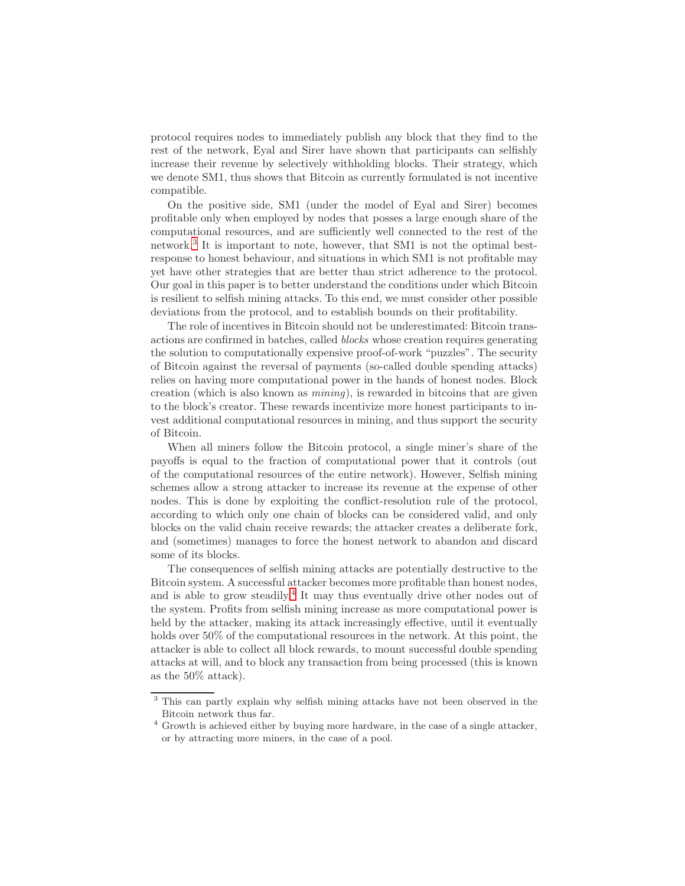protocol requires nodes to immediately publish any block that they find to the rest of the network, Eyal and Sirer have shown that participants can selfishly increase their revenue by selectively withholding blocks. Their strategy, which we denote SM1, thus shows that Bitcoin as currently formulated is not incentive compatible.

On the positive side, SM1 (under the model of Eyal and Sirer) becomes profitable only when employed by nodes that posses a large enough share of the computational resources, and are sufficiently well connected to the rest of the network.[3] It is important to note, however, that SM1 is not the optimal best-response to honest behaviour, and situations in which SM1 is not profitable may yet have other strategies that are better than strict adherence to the protocol. Our goal in this paper is to better understand the conditions under which Bitcoin is resilient to selfish mining attacks. To this end, we must consider other possible deviations from the protocol, and to establish bounds on their profitability.

The role of incentives in Bitcoin should not be underestimated: Bitcoin transactions are confirmed in batches, called *blocks* whose creation requires generating the solution to computationally expensive proof-of-work "puzzles". The security of Bitcoin against the reversal of payments (so-called double spending attacks) relies on having more computational power in the hands of honest nodes. Block creation (which is also known as *mining*), is rewarded in bitcoins that are given to the block's creator. These rewards incentivize more honest participants to invest additional computational resources in mining, and thus support the security of Bitcoin.

When all miners follow the Bitcoin protocol, a single miner's share of the payoffs is equal to the fraction of computational power that it controls (out of the computational resources of the entire network). However, Selfish mining schemes allow a strong attacker to increase its revenue at the expense of other nodes. This is done by exploiting the conflict-resolution rule of the protocol, according to which only one chain of blocks can be considered valid, and only blocks on the valid chain receive rewards; the attacker creates a deliberate fork, and (sometimes) manages to force the honest network to abandon and discard some of its blocks.

The consequences of selfish mining attacks are potentially destructive to the Bitcoin system. A successful attacker becomes more profitable than honest nodes, and is able to grow steadily.[4] It may thus eventually drive other nodes out of the system. Profits from selfish mining increase as more computational power is held by the attacker, making its attack increasingly effective, until it eventually holds over 50% of the computational resources in the network. At this point, the attacker is able to collect all block rewards, to mount successful double spending attacks at will, and to block any transaction from being processed (this is known as the 50% attack).

[3] This can partly explain why selfish mining attacks have not been observed in the Bitcoin network thus far.

[4] Growth is achieved either by buying more hardware, in the case of a single attacker, or by attracting more miners, in the case of a pool.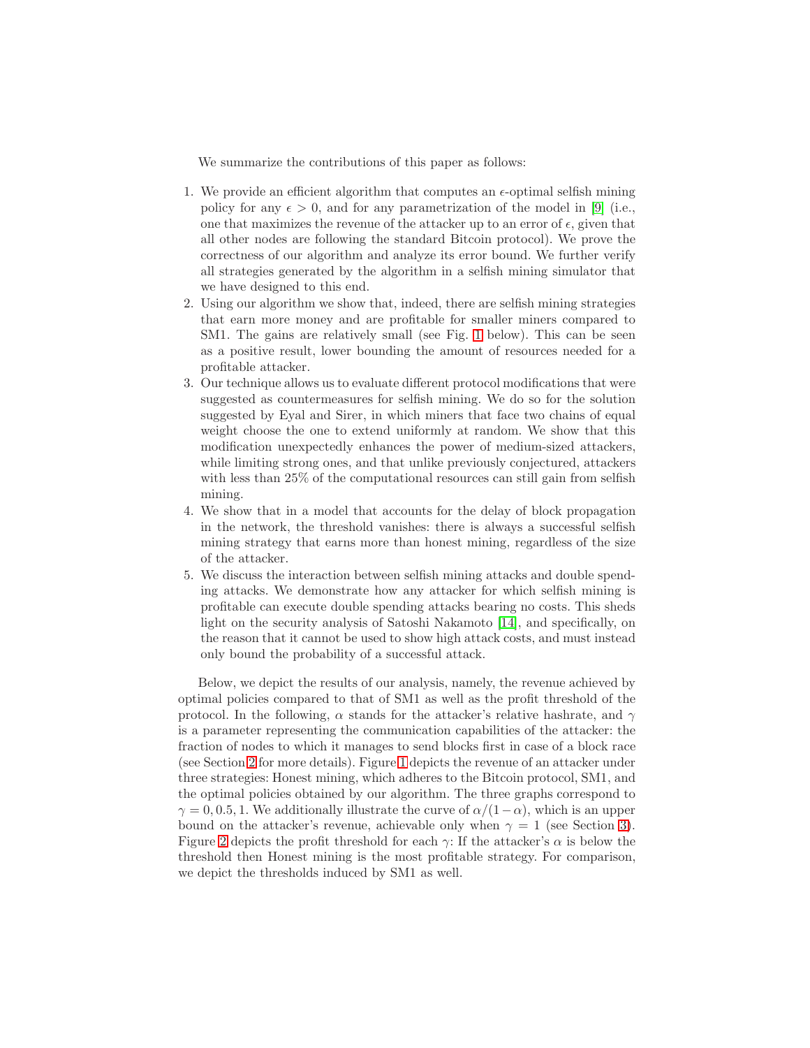We summarize the contributions of this paper as follows:

1. We provide an efficient algorithm that computes an $\epsilon$-optimal selfish mining policy for any $\epsilon > 0$, and for any parametrization of the model in [9] (i.e., one that maximizes the revenue of the attacker up to an error of $\epsilon$, given that all other nodes are following the standard Bitcoin protocol). We prove the correctness of our algorithm and analyze its error bound. We further verify all strategies generated by the algorithm in a selfish mining simulator that we have designed to this end.
2. Using our algorithm we show that, indeed, there are selfish mining strategies that earn more money and are profitable for smaller miners compared to SM1. The gains are relatively small (see Fig. 1 below). This can be seen as a positive result, lower bounding the amount of resources needed for a profitable attacker.
3. Our technique allows us to evaluate different protocol modifications that were suggested as countermeasures for selfish mining. We do so for the solution suggested by Eyal and Sirer, in which miners that face two chains of equal weight choose the one to extend uniformly at random. We show that this modification unexpectedly enhances the power of medium-sized attackers, while limiting strong ones, and that unlike previously conjectured, attackers with less than 25% of the computational resources can still gain from selfish mining.
4. We show that in a model that accounts for the delay of block propagation in the network, the threshold vanishes: there is always a successful selfish mining strategy that earns more than honest mining, regardless of the size of the attacker.
5. We discuss the interaction between selfish mining attacks and double spending attacks. We demonstrate how any attacker for which selfish mining is profitable can execute double spending attacks bearing no costs. This sheds light on the security analysis of Satoshi Nakamoto [14], and specifically, on the reason that it cannot be used to show high attack costs, and must instead only bound the probability of a successful attack.

Below, we depict the results of our analysis, namely, the revenue achieved by optimal policies compared to that of SM1 as well as the profit threshold of the protocol. In the following, $\alpha$ stands for the attacker's relative hashrate, and $\gamma$ is a parameter representing the communication capabilities of the attacker: the fraction of nodes to which it manages to send blocks first in case of a block race (see Section 2 for more details). Figure 1 depicts the revenue of an attacker under three strategies: Honest mining, which adheres to the Bitcoin protocol, SM1, and the optimal policies obtained by our algorithm. The three graphs correspond to $\gamma = 0, 0.5, 1$. We additionally illustrate the curve of $\alpha/(1-\alpha)$, which is an upper bound on the attacker's revenue, achievable only when $\gamma = 1$ (see Section 3). Figure 2 depicts the profit threshold for each $\gamma$: If the attacker's $\alpha$ is below the threshold then Honest mining is the most profitable strategy. For comparison, we depict the thresholds induced by SM1 as well.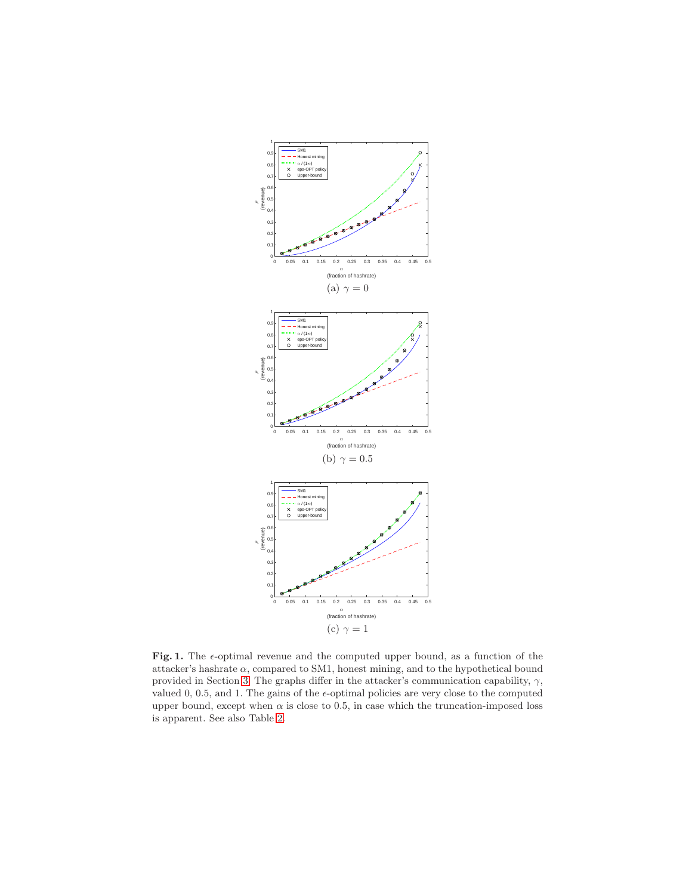(a) $\gamma = 0$

(b) $\gamma = 0.5$

(c) $\gamma = 1$

**Fig. 1.** The $\epsilon$-optimal revenue and the computed upper bound, as a function of the attacker's hashrate $\alpha$, compared to SM1, honest mining, and to the hypothetical bound provided in Section 3. The graphs differ in the attacker's communication capability, $\gamma$, valued 0, 0.5, and 1. The gains of the $\epsilon$-optimal policies are very close to the computed upper bound, except when $\alpha$ is close to 0.5, in case which the truncation-imposed loss is apparent. See also Table 2.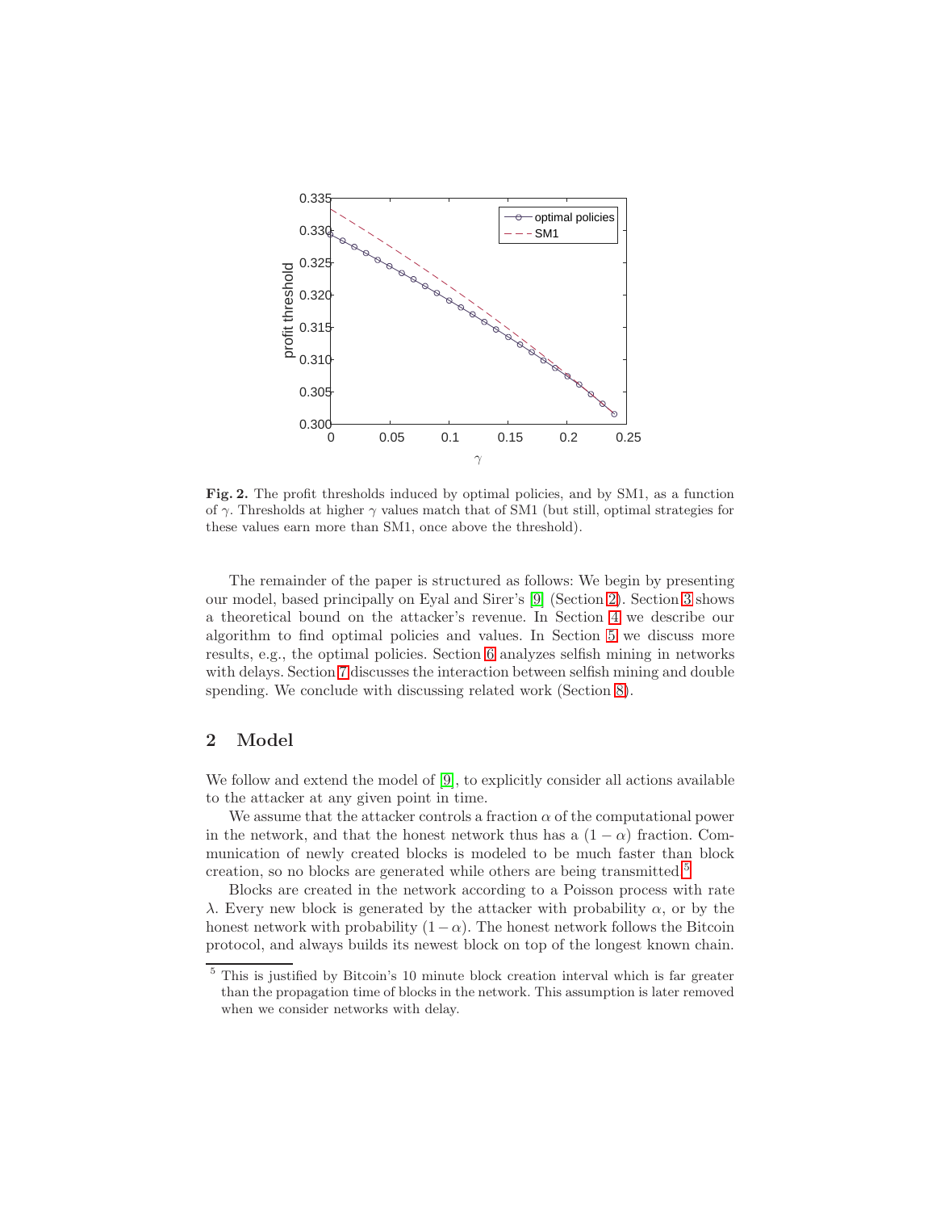**Fig. 2.** The profit thresholds induced by optimal policies, and by SM1, as a function of $\gamma$. Thresholds at higher $\gamma$ values match that of SM1 (but still, optimal strategies for these values earn more than SM1, once above the threshold).

The remainder of the paper is structured as follows: We begin by presenting our model, based principally on Eyal and Sirer's [9] (Section 2). Section 3 shows a theoretical bound on the attacker's revenue. In Section 4 we describe our algorithm to find optimal policies and values. In Section 5 we discuss more results, e.g., the optimal policies. Section 6 analyzes selfish mining in networks with delays. Section 7 discusses the interaction between selfish mining and double spending. We conclude with discussing related work (Section 8).

## 2 Model

We follow and extend the model of [9], to explicitly consider all actions available to the attacker at any given point in time.

We assume that the attacker controls a fraction $\alpha$ of the computational power in the network, and that the honest network thus has a $(1 - \alpha)$ fraction. Communication of newly created blocks is modeled to be much faster than block creation, so no blocks are generated while others are being transmitted.[5]

Blocks are created in the network according to a Poisson process with rate $\lambda$. Every new block is generated by the attacker with probability $\alpha$, or by the honest network with probability $(1 - \alpha)$. The honest network follows the Bitcoin protocol, and always builds its newest block on top of the longest known chain.

[5] This is justified by Bitcoin's 10 minute block creation interval which is far greater than the propagation time of blocks in the network. This assumption is later removed when we consider networks with delay.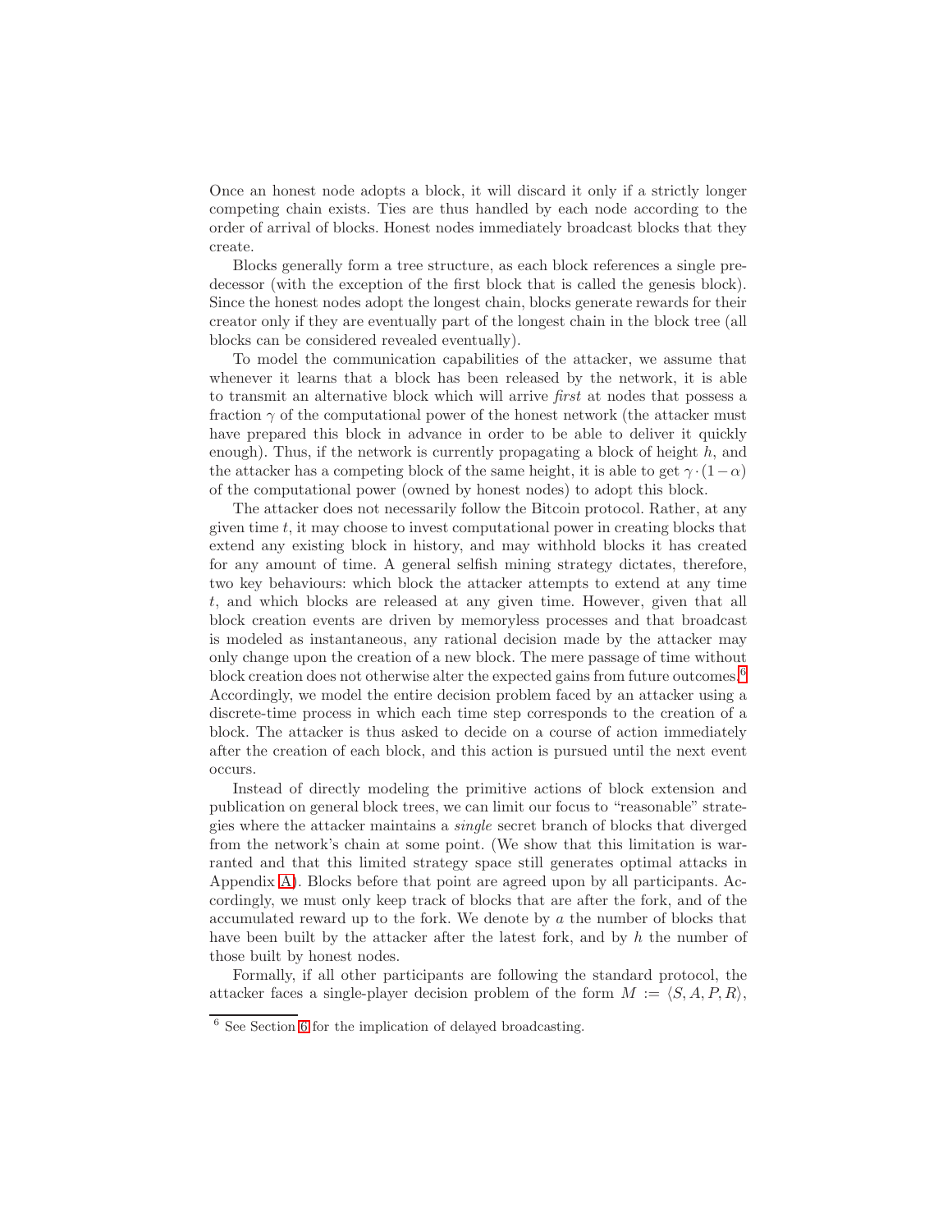Once an honest node adopts a block, it will discard it only if a strictly longer competing chain exists. Ties are thus handled by each node according to the order of arrival of blocks. Honest nodes immediately broadcast blocks that they create.

Blocks generally form a tree structure, as each block references a single predecessor (with the exception of the first block that is called the genesis block). Since the honest nodes adopt the longest chain, blocks generate rewards for their creator only if they are eventually part of the longest chain in the block tree (all blocks can be considered revealed eventually).

To model the communication capabilities of the attacker, we assume that whenever it learns that a block has been released by the network, it is able to transmit an alternative block which will arrive *first* at nodes that possess a fraction $\gamma$ of the computational power of the honest network (the attacker must have prepared this block in advance in order to be able to deliver it quickly enough). Thus, if the network is currently propagating a block of height $h$, and the attacker has a competing block of the same height, it is able to get $\gamma \cdot (1-\alpha)$ of the computational power (owned by honest nodes) to adopt this block.

The attacker does not necessarily follow the Bitcoin protocol. Rather, at any given time $t$, it may choose to invest computational power in creating blocks that extend any existing block in history, and may withhold blocks it has created for any amount of time. A general selfish mining strategy dictates, therefore, two key behaviours: which block the attacker attempts to extend at any time $t$, and which blocks are released at any given time. However, given that all block creation events are driven by memoryless processes and that broadcast is modeled as instantaneous, any rational decision made by the attacker may only change upon the creation of a new block. The mere passage of time without block creation does not otherwise alter the expected gains from future outcomes.[6] Accordingly, we model the entire decision problem faced by an attacker using a discrete-time process in which each time step corresponds to the creation of a block. The attacker is thus asked to decide on a course of action immediately after the creation of each block, and this action is pursued until the next event occurs.

Instead of directly modeling the primitive actions of block extension and publication on general block trees, we can limit our focus to "reasonable" strategies where the attacker maintains a *single* secret branch of blocks that diverged from the network's chain at some point. (We show that this limitation is warranted and that this limited strategy space still generates optimal attacks in Appendix A). Blocks before that point are agreed upon by all participants. Accordingly, we must only keep track of blocks that are after the fork, and of the accumulated reward up to the fork. We denote by $a$ the number of blocks that have been built by the attacker after the latest fork, and by $h$ the number of those built by honest nodes.

Formally, if all other participants are following the standard protocol, the attacker faces a single-player decision problem of the form $M := \langle S, A, P, R \rangle$,

[6] See Section 6 for the implication of delayed broadcasting.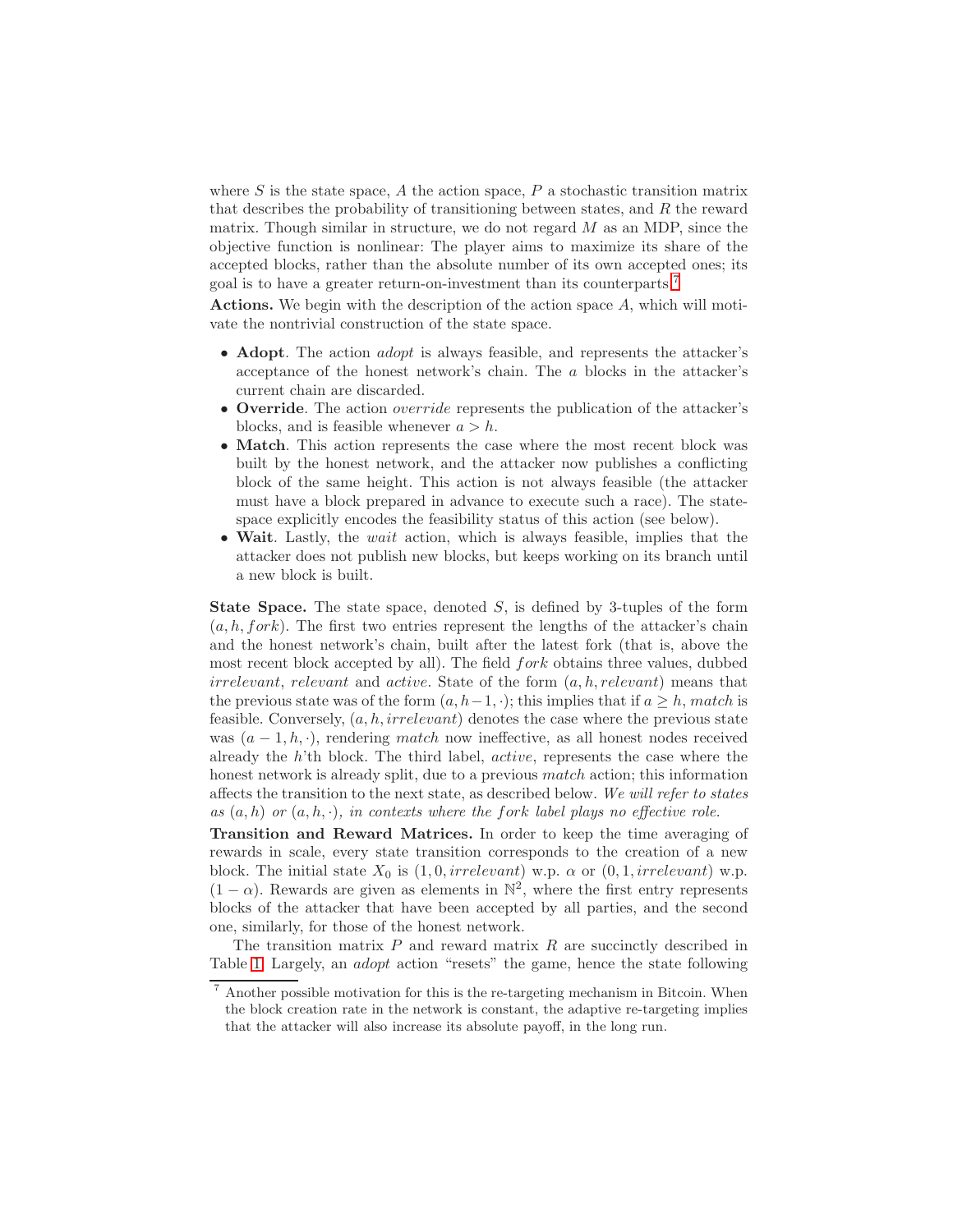where $S$ is the state space, $A$ the action space, $P$ a stochastic transition matrix that describes the probability of transitioning between states, and $R$ the reward matrix. Though similar in structure, we do not regard $M$ as an MDP, since the objective function is nonlinear: The player aims to maximize its share of the accepted blocks, rather than the absolute number of its own accepted ones; its goal is to have a greater return-on-investment than its counterparts.[7]

**Actions.** We begin with the description of the action space $A$, which will motivate the nontrivial construction of the state space.

- **Adopt**. The action *adopt* is always feasible, and represents the attacker's acceptance of the honest network's chain. The $a$ blocks in the attacker's current chain are discarded.
- **Override**. The action *override* represents the publication of the attacker's blocks, and is feasible whenever $a > h$.
- **Match**. This action represents the case where the most recent block was built by the honest network, and the attacker now publishes a conflicting block of the same height. This action is not always feasible (the attacker must have a block prepared in advance to execute such a race). The state-space explicitly encodes the feasibility status of this action (see below).
- **Wait**. Lastly, the *wait* action, which is always feasible, implies that the attacker does not publish new blocks, but keeps working on its branch until a new block is built.

**State Space.** The state space, denoted $S$, is defined by 3-tuples of the form $(a, h, fork)$. The first two entries represent the lengths of the attacker's chain and the honest network's chain, built after the latest fork (that is, above the most recent block accepted by all). The field $fork$ obtains three values, dubbed *irrelevant*, *relevant* and *active*. State of the form $(a, h, relevant)$ means that the previous state was of the form $(a, h-1, \cdot)$; this implies that if $a \geq h$, *match* is feasible. Conversely, $(a, h, irrelevant)$ denotes the case where the previous state was $(a-1, h, \cdot)$, rendering *match* now ineffective, as all honest nodes received already the $h$'th block. The third label, *active*, represents the case where the honest network is already split, due to a previous *match* action; this information affects the transition to the next state, as described below. *We will refer to states as $(a, h)$ or $(a, h, \cdot)$, in contexts where the $fork$ label plays no effective role.*

**Transition and Reward Matrices.** In order to keep the time averaging of rewards in scale, every state transition corresponds to the creation of a new block. The initial state $X_0$ is $(1, 0, irrelevant)$ w.p. $\alpha$ or $(0, 1, irrelevant)$ w.p. $(1 - \alpha)$. Rewards are given as elements in $\mathbb{N}^2$, where the first entry represents blocks of the attacker that have been accepted by all parties, and the second one, similarly, for those of the honest network.

The transition matrix $P$ and reward matrix $R$ are succinctly described in Table 1. Largely, an *adopt* action "resets" the game, hence the state following

[7] Another possible motivation for this is the re-targeting mechanism in Bitcoin. When the block creation rate in the network is constant, the adaptive re-targeting implies that the attacker will also increase its absolute payoff, in the long run.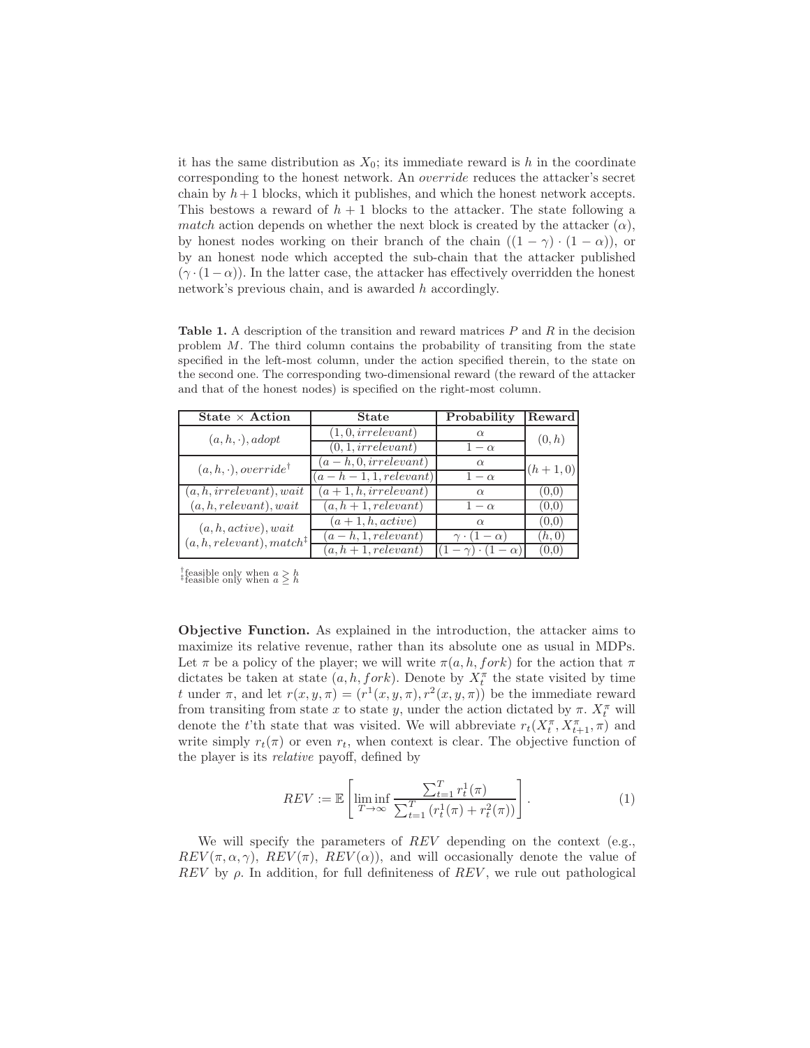it has the same distribution as $X_0$; its immediate reward is $h$ in the coordinate corresponding to the honest network. An *override* reduces the attacker's secret chain by $h+1$ blocks, which it publishes, and which the honest network accepts. This bestows a reward of $h+1$ blocks to the attacker. The state following a *match* action depends on whether the next block is created by the attacker ($\alpha$), by honest nodes working on their branch of the chain ($(1-\gamma)\cdot(1-\alpha)$), or by an honest node which accepted the sub-chain that the attacker published ($\gamma\cdot(1-\alpha)$). In the latter case, the attacker has effectively overridden the honest network's previous chain, and is awarded $h$ accordingly.

**Table 1.** A description of the transition and reward matrices $P$ and $R$ in the decision problem $M$. The third column contains the probability of transiting from the state specified in the left-most column, under the action specified therein, to the state on the second one. The corresponding two-dimensional reward (the reward of the attacker and that of the honest nodes) is specified on the right-most column.

| State × Action | State | Probability | Reward |
|---|---|---|---|
| $(a, h, \cdot), adopt$ | $(1, 0, irrelevant)$ | $\alpha$ | $(0, h)$ |
| | $(0, 1, irrelevant)$ | $1-\alpha$ | |
| $(a, h, \cdot), override^{\dagger}$ | $(a-h, 0, irrelevant)$ | $\alpha$ | $(h+1, 0)$ |
| | $(a-h-1, 1, relevant)$ | $1-\alpha$ | |
| $(a, h, irrelevant), wait$ | $(a+1, h, irrelevant)$ | $\alpha$ | (0,0) |
| $(a, h, relevant), wait$ | $(a, h+1, relevant)$ | $1-\alpha$ | (0,0) |
| $(a, h, active), wait$ <br> $(a, h, relevant), match^{\ddagger}$ | $(a+1, h, active)$ | $\alpha$ | (0,0) |
| | $(a-h, 1, relevant)$ | $\gamma\cdot(1-\alpha)$ | $(h, 0)$ |
| | $(a, h+1, relevant)$ | $(1-\gamma)\cdot(1-\alpha)$ | (0,0) |

$^{\dagger}$feasible only when $a > h$
$^{\ddagger}$feasible only when $a \geq h$

**Objective Function.** As explained in the introduction, the attacker aims to maximize its relative revenue, rather than its absolute one as usual in MDPs. Let $\pi$ be a policy of the player; we will write $\pi(a, h, fork)$ for the action that $\pi$ dictates be taken at state $(a, h, fork)$. Denote by $X_t^\pi$ the state visited by time $t$ under $\pi$, and let $r(x, y, \pi) = (r^1(x, y, \pi), r^2(x, y, \pi))$ be the immediate reward from transiting from state $x$ to state $y$, under the action dictated by $\pi$. $X_t^\pi$ will denote the $t$'th state that was visited. We will abbreviate $r_t(X_t^\pi, X_{t+1}^\pi, \pi)$ and write simply $r_t(\pi)$ or even $r_t$, when context is clear. The objective function of the player is its *relative* payoff, defined by

$$REV := \mathbb{E}\left[\liminf_{T\to\infty} \frac{\sum_{t=1}^{T} r_t^1(\pi)}{\sum_{t=1}^{T}\left(r_t^1(\pi) + r_t^2(\pi)\right)}\right]. \tag{1}$$

We will specify the parameters of $REV$ depending on the context (e.g., $REV(\pi, \alpha, \gamma)$, $REV(\pi)$, $REV(\alpha)$), and will occasionally denote the value of $REV$ by $\rho$. In addition, for full definiteness of $REV$, we rule out pathological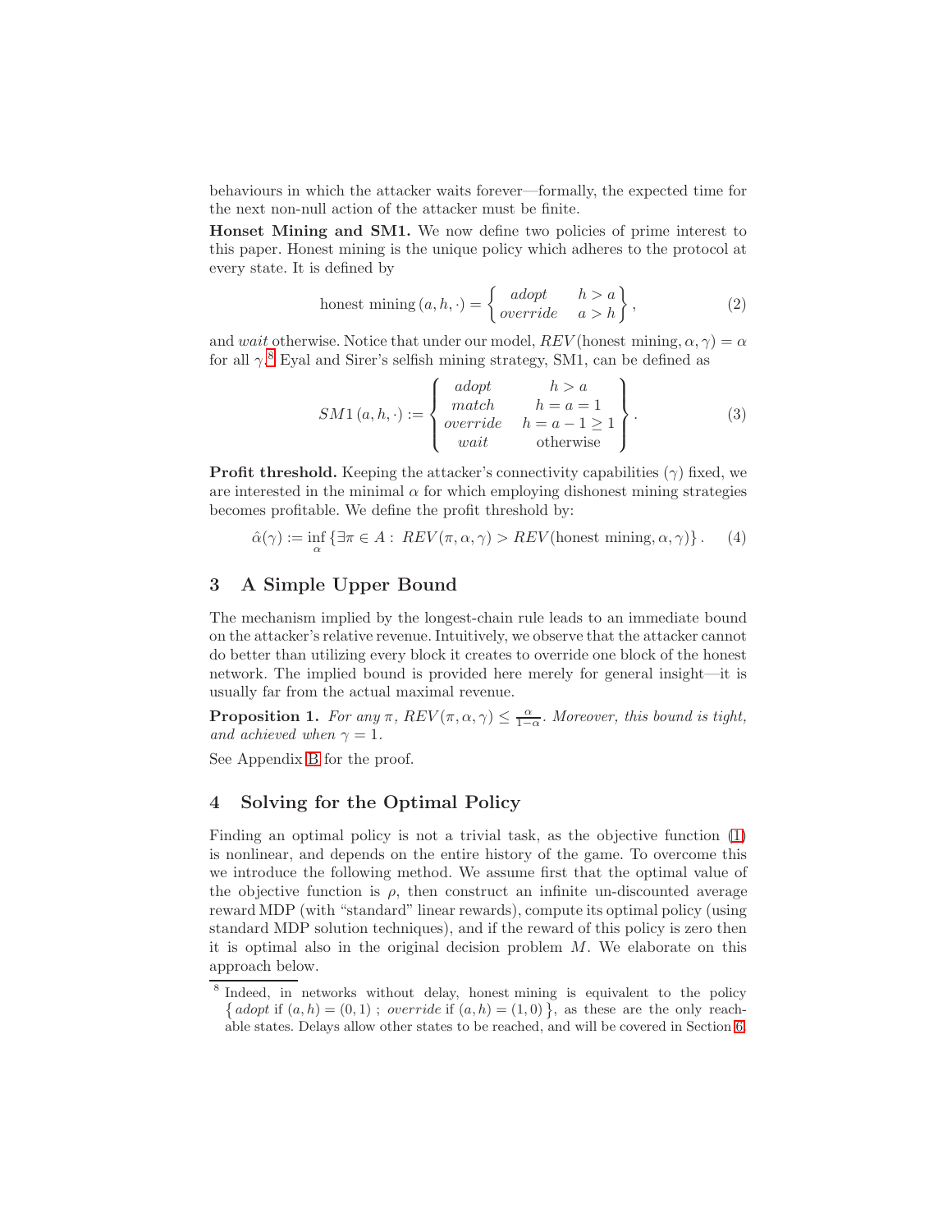behaviours in which the attacker waits forever—formally, the expected time for the next non-null action of the attacker must be finite.

**Honset Mining and SM1.** We now define two policies of prime interest to this paper. Honest mining is the unique policy which adheres to the protocol at every state. It is defined by

$$\text{honest mining}\,(a,h,\cdot) = \left\{ \begin{array}{ll} \mathit{adopt} & h > a \\ \mathit{override} & a > h \end{array} \right\}, \tag{2}$$

and *wait* otherwise. Notice that under our model, $REV(\text{honest mining}, \alpha, \gamma) = \alpha$ for all $\gamma$.[8] Eyal and Sirer's selfish mining strategy, SM1, can be defined as

$$SM1\,(a,h,\cdot) := \left\{ \begin{array}{ll} \mathit{adopt} & h > a \\ \mathit{match} & h = a = 1 \\ \mathit{override} & h = a - 1 \geq 1 \\ \mathit{wait} & \text{otherwise} \end{array} \right\}. \tag{3}$$

**Profit threshold.** Keeping the attacker's connectivity capabilities ($\gamma$) fixed, we are interested in the minimal $\alpha$ for which employing dishonest mining strategies becomes profitable. We define the profit threshold by:

$$\hat{\alpha}(\gamma) := \inf_{\alpha} \left\{ \exists \pi \in A : \; REV(\pi, \alpha, \gamma) > REV(\text{honest mining}, \alpha, \gamma) \right\}. \tag{4}$$

## 3 A Simple Upper Bound

The mechanism implied by the longest-chain rule leads to an immediate bound on the attacker's relative revenue. Intuitively, we observe that the attacker cannot do better than utilizing every block it creates to override one block of the honest network. The implied bound is provided here merely for general insight—it is usually far from the actual maximal revenue.

**Proposition 1.** *For any $\pi$, $REV(\pi, \alpha, \gamma) \leq \frac{\alpha}{1-\alpha}$. Moreover, this bound is tight, and achieved when $\gamma = 1$.*

See Appendix B for the proof.

## 4 Solving for the Optimal Policy

Finding an optimal policy is not a trivial task, as the objective function (1) is nonlinear, and depends on the entire history of the game. To overcome this we introduce the following method. We assume first that the optimal value of the objective function is $\rho$, then construct an infinite un-discounted average reward MDP (with "standard" linear rewards), compute its optimal policy (using standard MDP solution techniques), and if the reward of this policy is zero then it is optimal also in the original decision problem $M$. We elaborate on this approach below.

[8] Indeed, in networks without delay, honest mining is equivalent to the policy $\{ \mathit{adopt} \text{ if } (a,h) = (0,1) \; ; \; \mathit{override} \text{ if } (a,h) = (1,0) \}$, as these are the only reachable states. Delays allow other states to be reached, and will be covered in Section 6.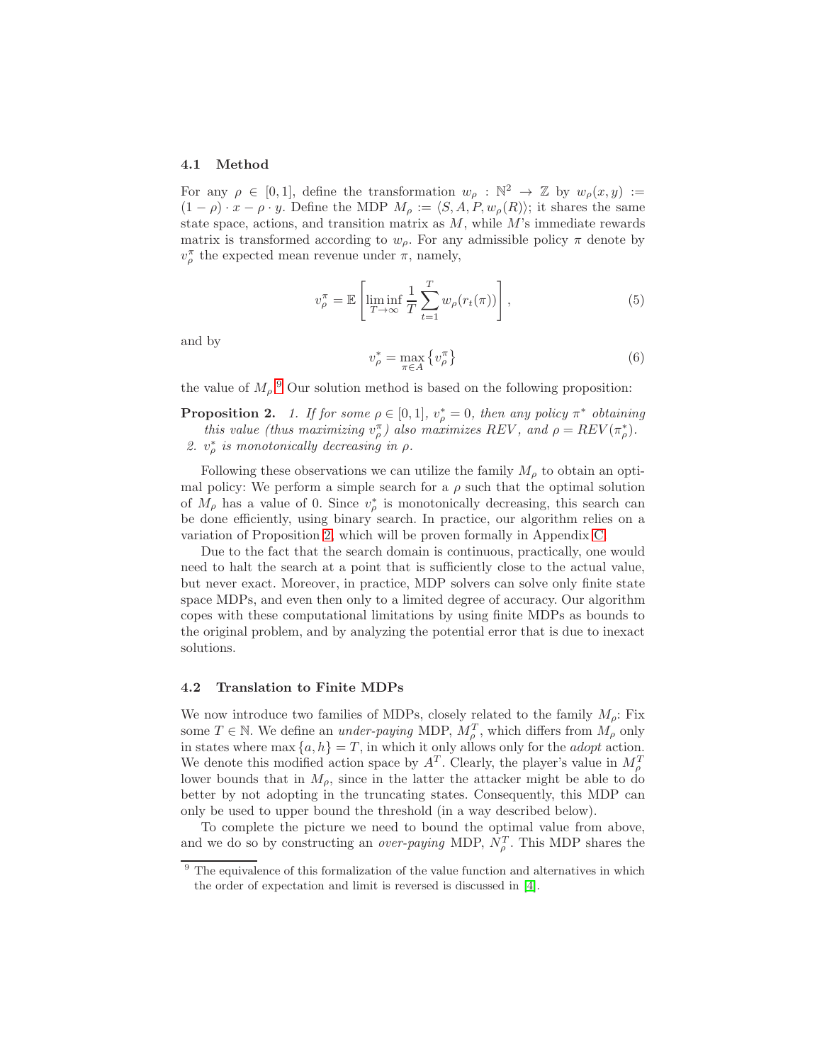### 4.1 Method

For any $\rho \in [0,1]$, define the transformation $w_\rho : \mathbb{N}^2 \to \mathbb{Z}$ by $w_\rho(x,y) := (1-\rho)\cdot x - \rho \cdot y$. Define the MDP $M_\rho := \langle S, A, P, w_\rho(R)\rangle$; it shares the same state space, actions, and transition matrix as $M$, while $M$'s immediate rewards matrix is transformed according to $w_\rho$. For any admissible policy $\pi$ denote by $v_\rho^\pi$ the expected mean revenue under $\pi$, namely,

$$v_\rho^\pi = \mathbb{E}\left[\liminf_{T\to\infty} \frac{1}{T}\sum_{t=1}^{T} w_\rho(r_t(\pi))\right], \tag{5}$$

and by

$$v_\rho^* = \max_{\pi \in A}\left\{v_\rho^\pi\right\} \tag{6}$$

the value of $M_\rho$.[9] Our solution method is based on the following proposition:

**Proposition 2.** *1. If for some $\rho \in [0,1]$, $v_\rho^* = 0$, then any policy $\pi^*$ obtaining this value (thus maximizing $v_\rho^\pi$) also maximizes REV, and $\rho = REV(\pi_\rho^*)$.*
*2. $v_\rho^*$ is monotonically decreasing in $\rho$.*

Following these observations we can utilize the family $M_\rho$ to obtain an optimal policy: We perform a simple search for a $\rho$ such that the optimal solution of $M_\rho$ has a value of 0. Since $v_\rho^*$ is monotonically decreasing, this search can be done efficiently, using binary search. In practice, our algorithm relies on a variation of Proposition 2, which will be proven formally in Appendix C.

Due to the fact that the search domain is continuous, practically, one would need to halt the search at a point that is sufficiently close to the actual value, but never exact. Moreover, in practice, MDP solvers can solve only finite state space MDPs, and even then only to a limited degree of accuracy. Our algorithm copes with these computational limitations by using finite MDPs as bounds to the original problem, and by analyzing the potential error that is due to inexact solutions.

### 4.2 Translation to Finite MDPs

We now introduce two families of MDPs, closely related to the family $M_\rho$: Fix some $T \in \mathbb{N}$. We define an *under-paying* MDP, $M_\rho^T$, which differs from $M_\rho$ only in states where $\max\{a,h\} = T$, in which it only allows only for the *adopt* action. We denote this modified action space by $A^T$. Clearly, the player's value in $M_\rho^T$ lower bounds that in $M_\rho$, since in the latter the attacker might be able to do better by not adopting in the truncating states. Consequently, this MDP can only be used to upper bound the threshold (in a way described below).

To complete the picture we need to bound the optimal value from above, and we do so by constructing an *over-paying* MDP, $N_\rho^T$. This MDP shares the

[9] The equivalence of this formalization of the value function and alternatives in which the order of expectation and limit is reversed is discussed in [4].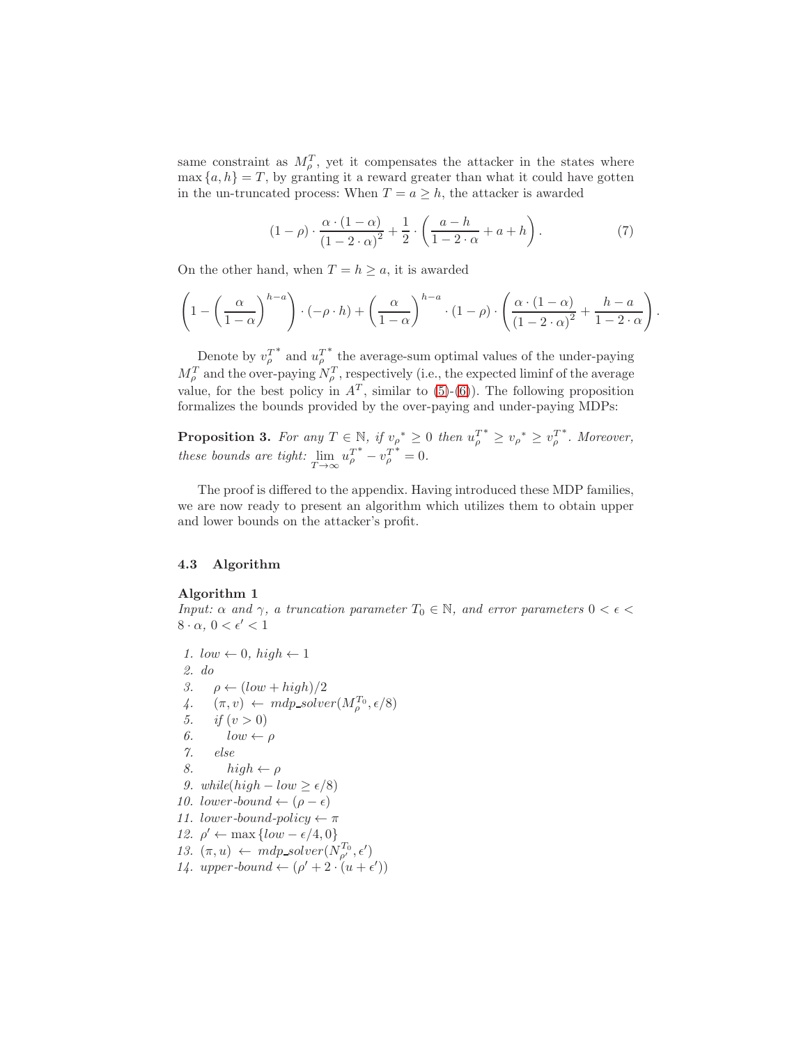same constraint as $M_\rho^T$, yet it compensates the attacker in the states where $\max\{a,h\} = T$, by granting it a reward greater than what it could have gotten in the un-truncated process: When $T = a \geq h$, the attacker is awarded

$$(1-\rho)\cdot\frac{\alpha\cdot(1-\alpha)}{(1-2\cdot\alpha)^2}+\frac{1}{2}\cdot\left(\frac{a-h}{1-2\cdot\alpha}+a+h\right). \tag{7}$$

On the other hand, when $T = h \geq a$, it is awarded

$$\left(1-\left(\frac{\alpha}{1-\alpha}\right)^{h-a}\right)\cdot(-\rho\cdot h)+\left(\frac{\alpha}{1-\alpha}\right)^{h-a}\cdot(1-\rho)\cdot\left(\frac{\alpha\cdot(1-\alpha)}{(1-2\cdot\alpha)^2}+\frac{h-a}{1-2\cdot\alpha}\right).$$

Denote by $v_\rho^{T^*}$ and $u_\rho^{T^*}$ the average-sum optimal values of the under-paying $M_\rho^T$ and the over-paying $N_\rho^T$, respectively (i.e., the expected liminf of the average value, for the best policy in $A^T$, similar to (5)-(6)). The following proposition formalizes the bounds provided by the over-paying and under-paying MDPs:

**Proposition 3.** *For any $T \in \mathbb{N}$, if ${v_\rho}^* \geq 0$ then $u_\rho^{T^*} \geq {v_\rho}^* \geq v_\rho^{T^*}$. Moreover, these bounds are tight: $\lim_{T\to\infty} u_\rho^{T^*} - v_\rho^{T^*} = 0$.*

The proof is differed to the appendix. Having introduced these MDP families, we are now ready to present an algorithm which utilizes them to obtain upper and lower bounds on the attacker's profit.

### 4.3 Algorithm

**Algorithm 1**

*Input: $\alpha$ and $\gamma$, a truncation parameter $T_0 \in \mathbb{N}$, and error parameters $0 < \epsilon < 8\cdot\alpha$, $0 < \epsilon' < 1$*

1. $low \leftarrow 0$, $high \leftarrow 1$
2. *do*
3. $\quad \rho \leftarrow (low + high)/2$
4. $\quad (\pi, v) \leftarrow mdp\_solver(M_\rho^{T_0}, \epsilon/8)$
5. $\quad$ *if* $(v > 0)$
6. $\quad\quad low \leftarrow \rho$
7. $\quad$ *else*
8. $\quad\quad high \leftarrow \rho$
9. *while*$(high - low \geq \epsilon/8)$
10. *lower-bound* $\leftarrow (\rho - \epsilon)$
11. *lower-bound-policy* $\leftarrow \pi$
12. $\rho' \leftarrow \max\{low - \epsilon/4, 0\}$
13. $(\pi, u) \leftarrow mdp\_solver(N_{\rho'}^{T_0}, \epsilon')$
14. *upper-bound* $\leftarrow (\rho' + 2\cdot(u + \epsilon'))$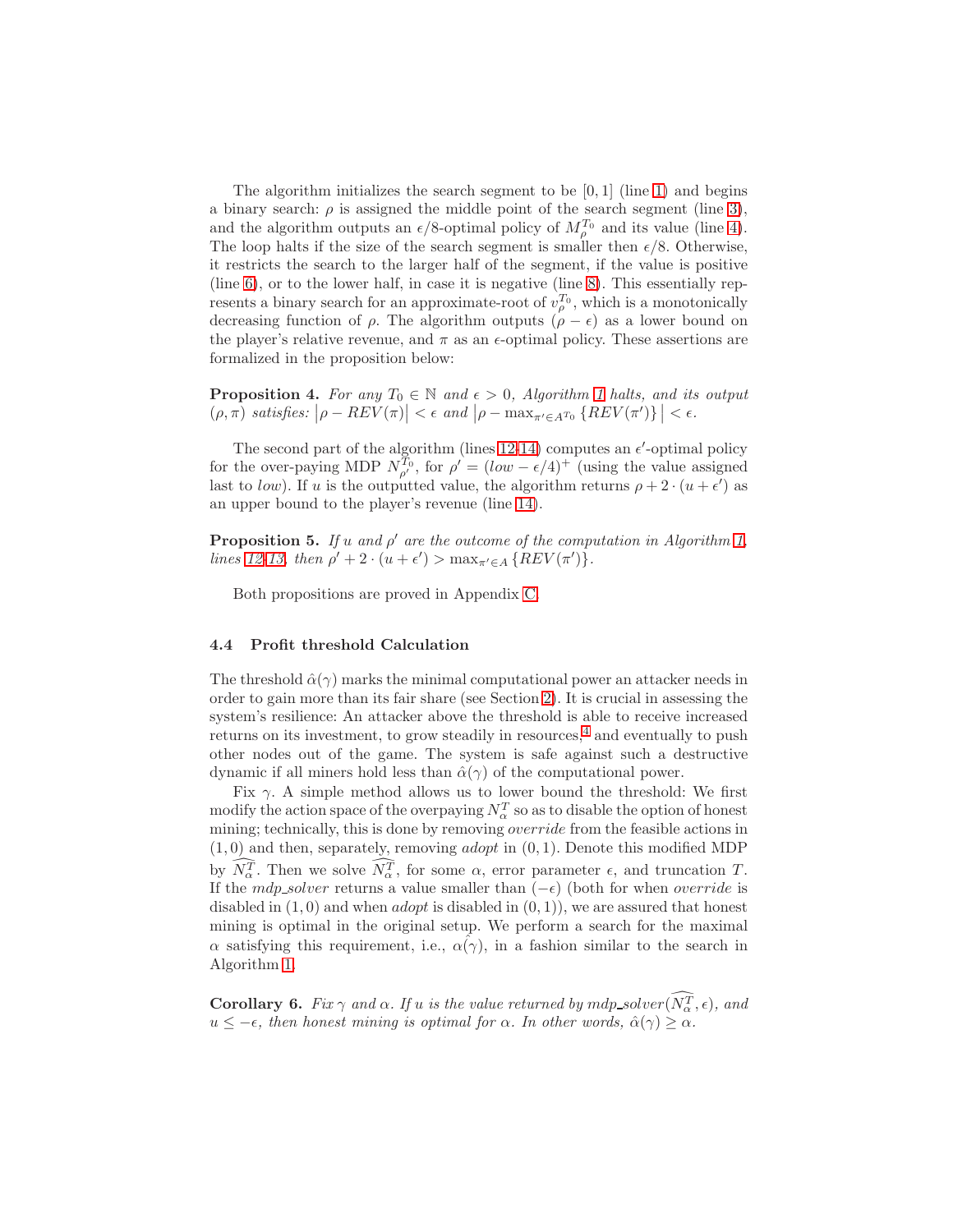The algorithm initializes the search segment to be $[0, 1]$ (line 1) and begins a binary search: $\rho$ is assigned the middle point of the search segment (line 3), and the algorithm outputs an $\epsilon/8$-optimal policy of $M_{\rho}^{T_0}$ and its value (line 4). The loop halts if the size of the search segment is smaller then $\epsilon/8$. Otherwise, it restricts the search to the larger half of the segment, if the value is positive (line 6), or to the lower half, in case it is negative (line 8). This essentially represents a binary search for an approximate-root of $v_{\rho}^{T_0}$, which is a monotonically decreasing function of $\rho$. The algorithm outputs $(\rho - \epsilon)$ as a lower bound on the player's relative revenue, and $\pi$ as an $\epsilon$-optimal policy. These assertions are formalized in the proposition below:

**Proposition 4.** *For any $T_0 \in \mathbb{N}$ and $\epsilon > 0$, Algorithm 1 halts, and its output $(\rho, \pi)$ satisfies: $\left|\rho - REV(\pi)\right| < \epsilon$ and $\left|\rho - \max_{\pi' \in A^{T_0}} \{REV(\pi')\}\right| < \epsilon$.*

The second part of the algorithm (lines 12-14) computes an $\epsilon'$-optimal policy for the over-paying MDP $N_{\rho'}^{T_0}$, for $\rho' = (low - \epsilon/4)^{+}$ (using the value assigned last to *low*). If $u$ is the outputted value, the algorithm returns $\rho + 2 \cdot (u + \epsilon')$ as an upper bound to the player's revenue (line 14).

**Proposition 5.** *If $u$ and $\rho'$ are the outcome of the computation in Algorithm 1, lines 12-13, then $\rho' + 2 \cdot (u + \epsilon') > \max_{\pi' \in A} \{REV(\pi')\}$.*

Both propositions are proved in Appendix C.

### 4.4 Profit threshold Calculation

The threshold $\hat{\alpha}(\gamma)$ marks the minimal computational power an attacker needs in order to gain more than its fair share (see Section 2). It is crucial in assessing the system's resilience: An attacker above the threshold is able to receive increased returns on its investment, to grow steadily in resources,[4] and eventually to push other nodes out of the game. The system is safe against such a destructive dynamic if all miners hold less than $\hat{\alpha}(\gamma)$ of the computational power.

Fix $\gamma$. A simple method allows us to lower bound the threshold: We first modify the action space of the overpaying $N_{\alpha}^{T}$ so as to disable the option of honest mining; technically, this is done by removing *override* from the feasible actions in $(1, 0)$ and then, separately, removing *adopt* in $(0, 1)$. Denote this modified MDP by $\widehat{N_{\alpha}^{T}}$. Then we solve $\widehat{N_{\alpha}^{T}}$, for some $\alpha$, error parameter $\epsilon$, and truncation $T$. If the *mdp_solver* returns a value smaller than $(-\epsilon)$ (both for when *override* is disabled in $(1, 0)$ and when *adopt* is disabled in $(0, 1)$), we are assured that honest mining is optimal in the original setup. We perform a search for the maximal $\alpha$ satisfying this requirement, i.e., $\hat{\alpha(\gamma)}$, in a fashion similar to the search in Algorithm 1.

**Corollary 6.** *Fix $\gamma$ and $\alpha$. If $u$ is the value returned by mdp_solver$(\widehat{N_{\alpha}^{T}}, \epsilon)$, and $u \leq -\epsilon$, then honest mining is optimal for $\alpha$. In other words, $\hat{\alpha}(\gamma) \geq \alpha$.*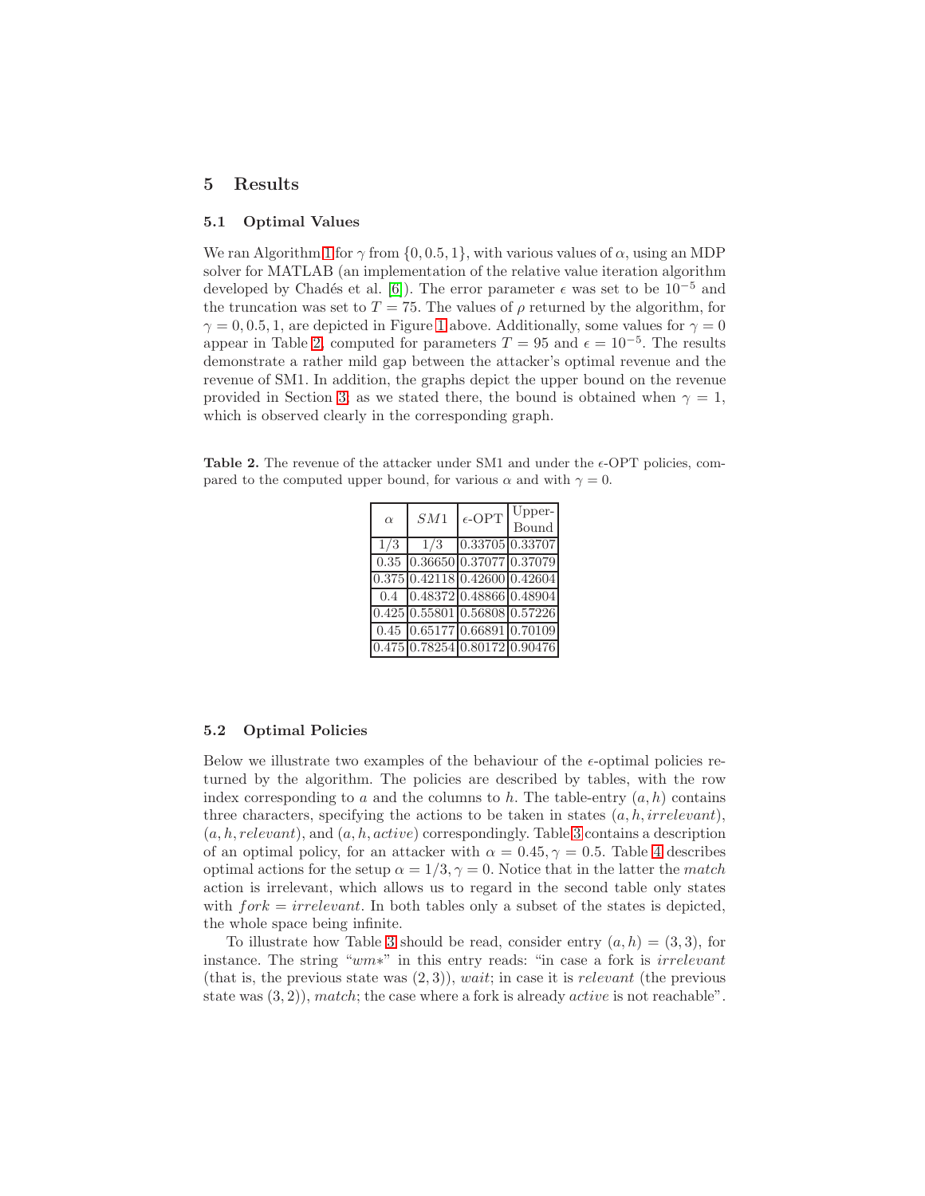## 5 Results

### 5.1 Optimal Values

We ran Algorithm 1 for $\gamma$ from $\{0, 0.5, 1\}$, with various values of $\alpha$, using an MDP solver for MATLAB (an implementation of the relative value iteration algorithm developed by Chadés et al. [6]). The error parameter $\epsilon$ was set to be $10^{-5}$ and the truncation was set to $T = 75$. The values of $\rho$ returned by the algorithm, for $\gamma = 0, 0.5, 1$, are depicted in Figure 1 above. Additionally, some values for $\gamma = 0$ appear in Table 2, computed for parameters $T = 95$ and $\epsilon = 10^{-5}$. The results demonstrate a rather mild gap between the attacker's optimal revenue and the revenue of SM1. In addition, the graphs depict the upper bound on the revenue provided in Section 3; as we stated there, the bound is obtained when $\gamma = 1$, which is observed clearly in the corresponding graph.

**Table 2.** The revenue of the attacker under SM1 and under the $\epsilon$-OPT policies, compared to the computed upper bound, for various $\alpha$ and with $\gamma = 0$.

| $\alpha$ | $SM1$ | $\epsilon$-OPT | Upper-Bound |
|---|---|---|---|
| 1/3 | 1/3 | 0.33705 | 0.33707 |
| 0.35 | 0.36650 | 0.37077 | 0.37079 |
| 0.375 | 0.42118 | 0.42600 | 0.42604 |
| 0.4 | 0.48372 | 0.48866 | 0.48904 |
| 0.425 | 0.55801 | 0.56808 | 0.57226 |
| 0.45 | 0.65177 | 0.66891 | 0.70109 |
| 0.475 | 0.78254 | 0.80172 | 0.90476 |

### 5.2 Optimal Policies

Below we illustrate two examples of the behaviour of the $\epsilon$-optimal policies returned by the algorithm. The policies are described by tables, with the row index corresponding to $a$ and the columns to $h$. The table-entry $(a, h)$ contains three characters, specifying the actions to be taken in states $(a, h, irrelevant)$, $(a, h, relevant)$, and $(a, h, active)$ correspondingly. Table 3 contains a description of an optimal policy, for an attacker with $\alpha = 0.45, \gamma = 0.5$. Table 4 describes optimal actions for the setup $\alpha = 1/3, \gamma = 0$. Notice that in the latter the *match* action is irrelevant, which allows us to regard in the second table only states with $fork = irrelevant$. In both tables only a subset of the states is depicted, the whole space being infinite.

To illustrate how Table 3 should be read, consider entry $(a, h) = (3, 3)$, for instance. The string "$wm*$" in this entry reads: "in case a fork is *irrelevant* (that is, the previous state was $(2, 3)$), *wait*; in case it is *relevant* (the previous state was $(3, 2)$), *match*; the case where a fork is already *active* is not reachable".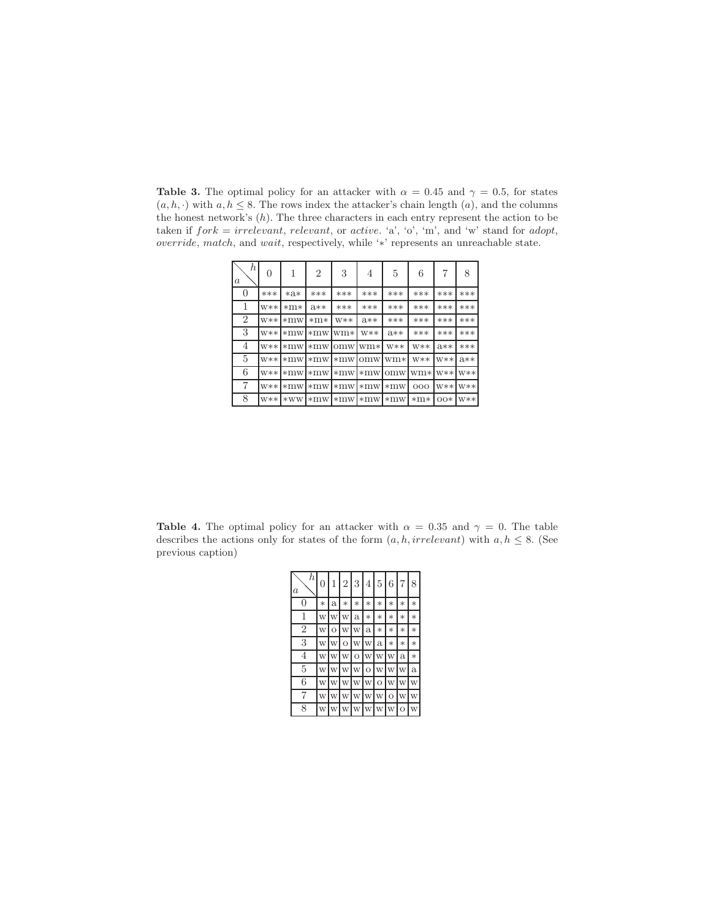**Table 3.** The optimal policy for an attacker with $\alpha = 0.45$ and $\gamma = 0.5$, for states $(a, h, \cdot)$ with $a, h \leq 8$. The rows index the attacker's chain length ($a$), and the columns the honest network's ($h$). The three characters in each entry represent the action to be taken if $fork = irrelevant$, $relevant$, or $active$. 'a', 'o', 'm', and 'w' stand for *adopt*, *override*, *match*, and *wait*, respectively, while '∗' represents an unreachable state.

| a \ h | 0 | 1 | 2 | 3 | 4 | 5 | 6 | 7 | 8 |
|---|---|---|---|---|---|---|---|---|---|
| 0 | ∗∗∗ | ∗a∗ | ∗∗∗ | ∗∗∗ | ∗∗∗ | ∗∗∗ | ∗∗∗ | ∗∗∗ | ∗∗∗ |
| 1 | w∗∗ | ∗m∗ | a∗∗ | ∗∗∗ | ∗∗∗ | ∗∗∗ | ∗∗∗ | ∗∗∗ | ∗∗∗ |
| 2 | w∗∗ | ∗mw | ∗m∗ | w∗∗ | a∗∗ | ∗∗∗ | ∗∗∗ | ∗∗∗ | ∗∗∗ |
| 3 | w∗∗ | ∗mw | ∗mw | wm∗ | w∗∗ | a∗∗ | ∗∗∗ | ∗∗∗ | ∗∗∗ |
| 4 | w∗∗ | ∗mw | ∗mw | omw | wm∗ | w∗∗ | w∗∗ | a∗∗ | ∗∗∗ |
| 5 | w∗∗ | ∗mw | ∗mw | ∗mw | omw | wm∗ | w∗∗ | w∗∗ | a∗∗ |
| 6 | w∗∗ | ∗mw | ∗mw | ∗mw | ∗mw | omw | wm∗ | w∗∗ | w∗∗ |
| 7 | w∗∗ | ∗mw | ∗mw | ∗mw | ∗mw | ∗mw | ooo | w∗∗ | w∗∗ |
| 8 | w∗∗ | ∗ww | ∗mw | ∗mw | ∗mw | ∗mw | ∗m∗ | oo∗ | w∗∗ |

**Table 4.** The optimal policy for an attacker with $\alpha = 0.35$ and $\gamma = 0$. The table describes the actions only for states of the form $(a, h, irrelevant)$ with $a, h \leq 8$. (See previous caption)

| a \ h | 0 | 1 | 2 | 3 | 4 | 5 | 6 | 7 | 8 |
|---|---|---|---|---|---|---|---|---|---|
| 0 | ∗ | a | ∗ | ∗ | ∗ | ∗ | ∗ | ∗ | ∗ |
| 1 | w | w | w | a | ∗ | ∗ | ∗ | ∗ | ∗ |
| 2 | w | o | w | w | a | ∗ | ∗ | ∗ | ∗ |
| 3 | w | w | o | w | w | a | ∗ | ∗ | ∗ |
| 4 | w | w | w | o | w | w | w | a | ∗ |
| 5 | w | w | w | w | o | w | w | w | a |
| 6 | w | w | w | w | w | o | w | w | w |
| 7 | w | w | w | w | w | w | o | w | w |
| 8 | w | w | w | w | w | w | w | o | w |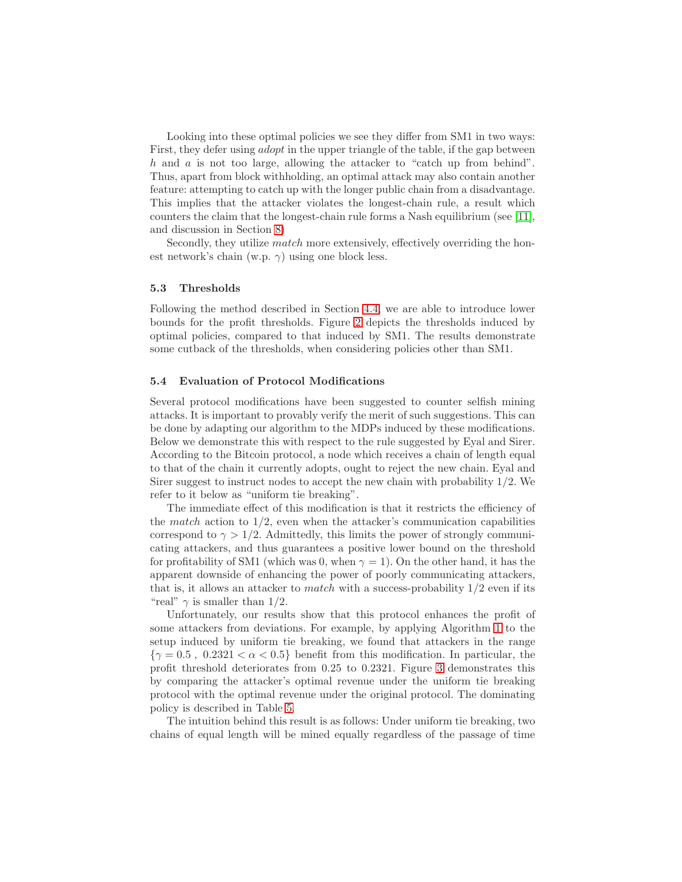Looking into these optimal policies we see they differ from SM1 in two ways: First, they defer using *adopt* in the upper triangle of the table, if the gap between $h$ and $a$ is not too large, allowing the attacker to "catch up from behind". Thus, apart from block withholding, an optimal attack may also contain another feature: attempting to catch up with the longer public chain from a disadvantage. This implies that the attacker violates the longest-chain rule, a result which counters the claim that the longest-chain rule forms a Nash equilibrium (see [11], and discussion in Section 8)

Secondly, they utilize *match* more extensively, effectively overriding the honest network's chain (w.p. $\gamma$) using one block less.

### 5.3 Thresholds

Following the method described in Section 4.4, we are able to introduce lower bounds for the profit thresholds. Figure 2 depicts the thresholds induced by optimal policies, compared to that induced by SM1. The results demonstrate some cutback of the thresholds, when considering policies other than SM1.

### 5.4 Evaluation of Protocol Modifications

Several protocol modifications have been suggested to counter selfish mining attacks. It is important to provably verify the merit of such suggestions. This can be done by adapting our algorithm to the MDPs induced by these modifications. Below we demonstrate this with respect to the rule suggested by Eyal and Sirer. According to the Bitcoin protocol, a node which receives a chain of length equal to that of the chain it currently adopts, ought to reject the new chain. Eyal and Sirer suggest to instruct nodes to accept the new chain with probability $1/2$. We refer to it below as "uniform tie breaking".

The immediate effect of this modification is that it restricts the efficiency of the *match* action to $1/2$, even when the attacker's communication capabilities correspond to $\gamma > 1/2$. Admittedly, this limits the power of strongly communicating attackers, and thus guarantees a positive lower bound on the threshold for profitability of SM1 (which was 0, when $\gamma = 1$). On the other hand, it has the apparent downside of enhancing the power of poorly communicating attackers, that is, it allows an attacker to *match* with a success-probability $1/2$ even if its "real" $\gamma$ is smaller than $1/2$.

Unfortunately, our results show that this protocol enhances the profit of some attackers from deviations. For example, by applying Algorithm 1 to the setup induced by uniform tie breaking, we found that attackers in the range $\{\gamma = 0.5\ ,\ 0.2321 < \alpha < 0.5\}$ benefit from this modification. In particular, the profit threshold deteriorates from 0.25 to 0.2321. Figure 3 demonstrates this by comparing the attacker's optimal revenue under the uniform tie breaking protocol with the optimal revenue under the original protocol. The dominating policy is described in Table 5.

The intuition behind this result is as follows: Under uniform tie breaking, two chains of equal length will be mined equally regardless of the passage of time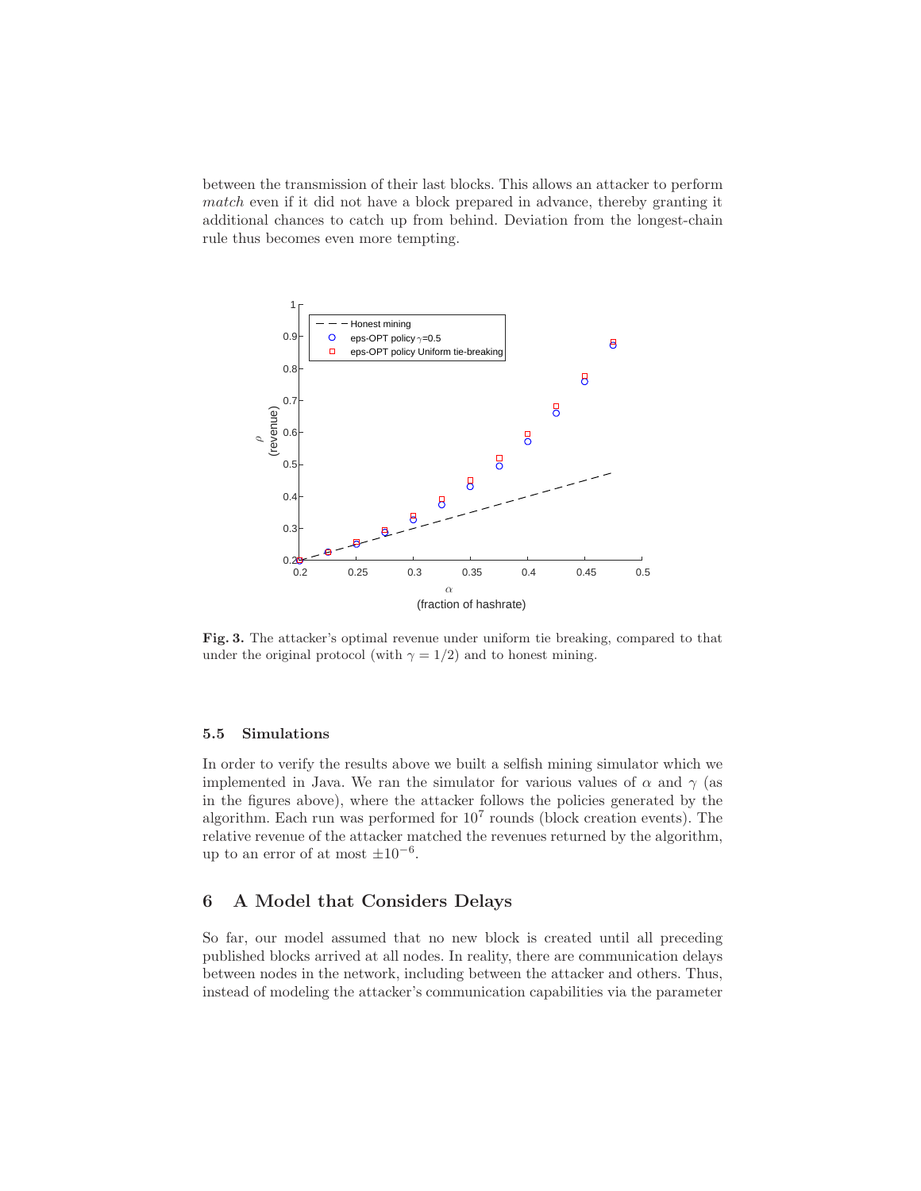between the transmission of their last blocks. This allows an attacker to perform *match* even if it did not have a block prepared in advance, thereby granting it additional chances to catch up from behind. Deviation from the longest-chain rule thus becomes even more tempting.

**Fig. 3.** The attacker's optimal revenue under uniform tie breaking, compared to that under the original protocol (with $\gamma = 1/2$) and to honest mining.

### 5.5 Simulations

In order to verify the results above we built a selfish mining simulator which we implemented in Java. We ran the simulator for various values of $\alpha$ and $\gamma$ (as in the figures above), where the attacker follows the policies generated by the algorithm. Each run was performed for $10^7$ rounds (block creation events). The relative revenue of the attacker matched the revenues returned by the algorithm, up to an error of at most $\pm 10^{-6}$.

## 6 A Model that Considers Delays

So far, our model assumed that no new block is created until all preceding published blocks arrived at all nodes. In reality, there are communication delays between nodes in the network, including between the attacker and others. Thus, instead of modeling the attacker's communication capabilities via the parameter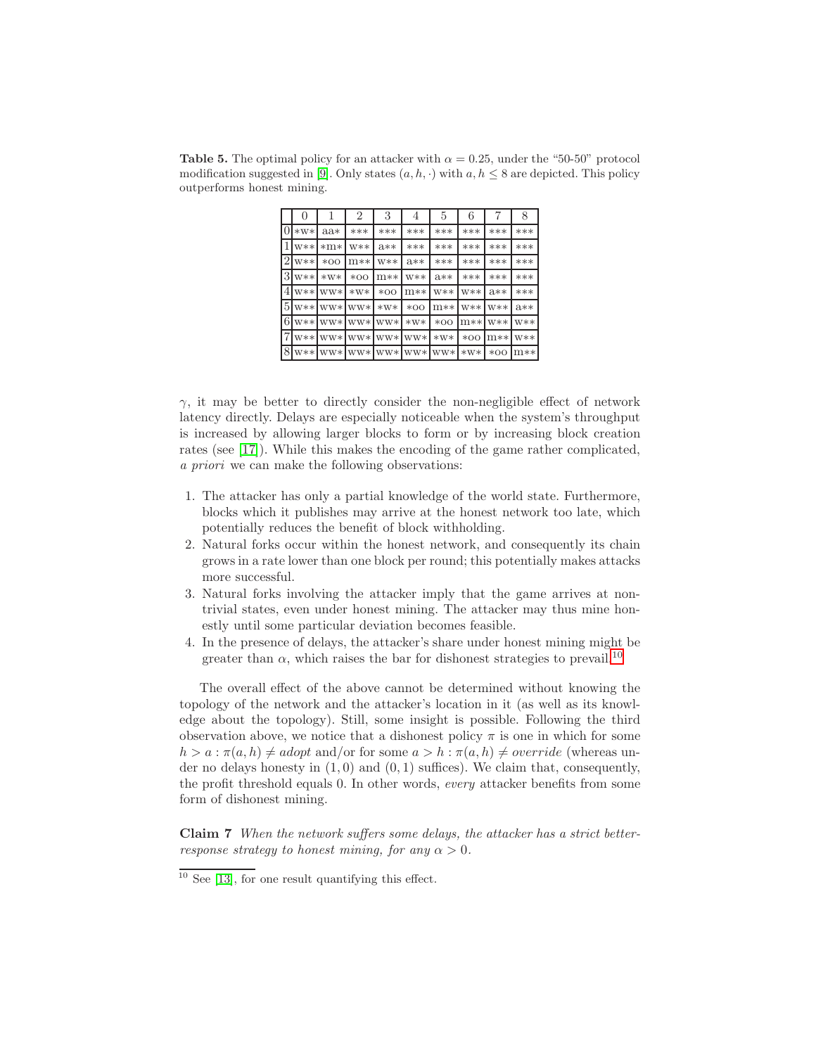**Table 5.** The optimal policy for an attacker with $\alpha = 0.25$, under the "50-50" protocol modification suggested in [9]. Only states $(a, h, \cdot)$ with $a, h \leq 8$ are depicted. This policy outperforms honest mining.

| | 0 | 1 | 2 | 3 | 4 | 5 | 6 | 7 | 8 |
|---|---|---|---|---|---|---|---|---|---|
| 0 | *w* | aa* | *** | *** | *** | *** | *** | *** | *** |
| 1 | w** | *m* | w** | a** | *** | *** | *** | *** | *** |
| 2 | w** | *oo | m** | w** | a** | *** | *** | *** | *** |
| 3 | w** | *w* | *oo | m** | w** | a** | *** | *** | *** |
| 4 | w** | ww* | *w* | *oo | m** | w** | w** | a** | *** |
| 5 | w** | ww* | ww* | *w* | *oo | m** | w** | w** | a** |
| 6 | w** | ww* | ww* | ww* | *w* | *oo | m** | w** | w** |
| 7 | w** | ww* | ww* | ww* | ww* | *w* | *oo | m** | w** |
| 8 | w** | ww* | ww* | ww* | ww* | ww* | *w* | *oo | m** |

$\gamma$, it may be better to directly consider the non-negligible effect of network latency directly. Delays are especially noticeable when the system's throughput is increased by allowing larger blocks to form or by increasing block creation rates (see [17]). While this makes the encoding of the game rather complicated, *a priori* we can make the following observations:

1. The attacker has only a partial knowledge of the world state. Furthermore, blocks which it publishes may arrive at the honest network too late, which potentially reduces the benefit of block withholding.
2. Natural forks occur within the honest network, and consequently its chain grows in a rate lower than one block per round; this potentially makes attacks more successful.
3. Natural forks involving the attacker imply that the game arrives at non-trivial states, even under honest mining. The attacker may thus mine honestly until some particular deviation becomes feasible.
4. In the presence of delays, the attacker's share under honest mining might be greater than $\alpha$, which raises the bar for dishonest strategies to prevail.[10]

The overall effect of the above cannot be determined without knowing the topology of the network and the attacker's location in it (as well as its knowledge about the topology). Still, some insight is possible. Following the third observation above, we notice that a dishonest policy $\pi$ is one in which for some $h > a : \pi(a, h) \neq$ *adopt* and/or for some $a > h : \pi(a, h) \neq$ *override* (whereas under no delays honesty in $(1, 0)$ and $(0, 1)$ suffices). We claim that, consequently, the profit threshold equals 0. In other words, *every* attacker benefits from some form of dishonest mining.

**Claim 7** *When the network suffers some delays, the attacker has a strict better-response strategy to honest mining, for any* $\alpha > 0$*.*

[10] See [13], for one result quantifying this effect.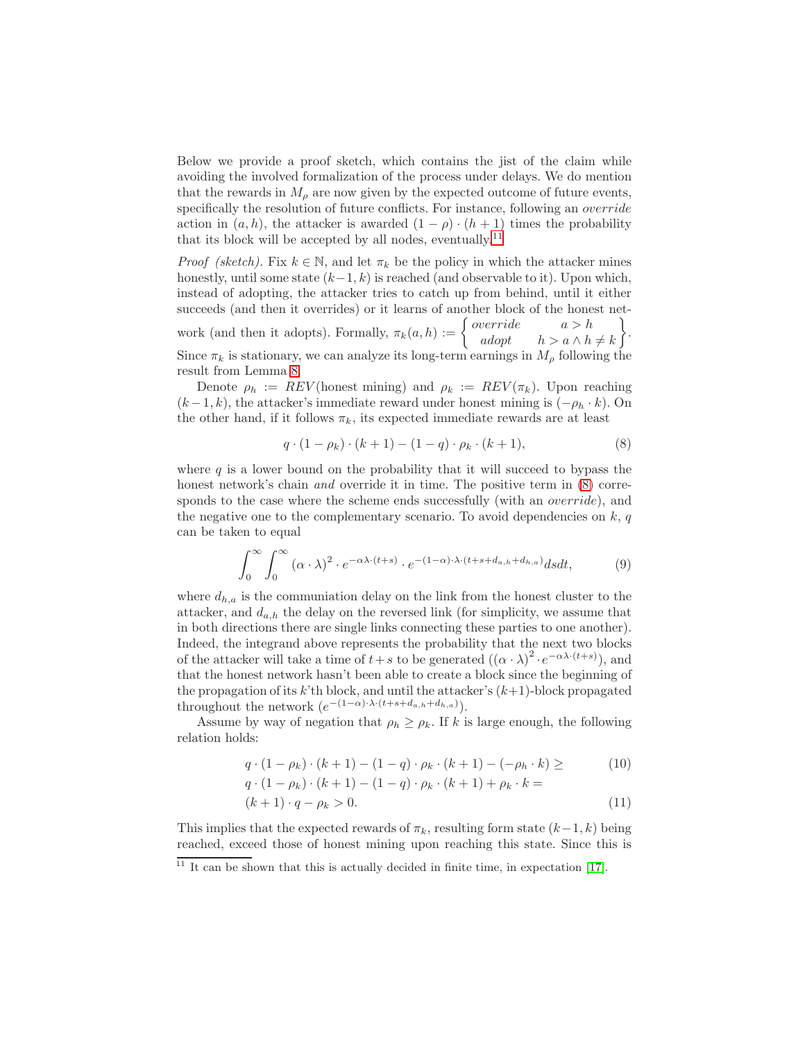Below we provide a proof sketch, which contains the jist of the claim while avoiding the involved formalization of the process under delays. We do mention that the rewards in $M_\rho$ are now given by the expected outcome of future events, specifically the resolution of future conflicts. For instance, following an *override* action in $(a, h)$, the attacker is awarded $(1 - \rho) \cdot (h + 1)$ times the probability that its block will be accepted by all nodes, eventually.[11]

*Proof (sketch).* Fix $k \in \mathbb{N}$, and let $\pi_k$ be the policy in which the attacker mines honestly, until some state $(k-1, k)$ is reached (and observable to it). Upon which, instead of adopting, the attacker tries to catch up from behind, until it either succeeds (and then it overrides) or it learns of another block of the honest network (and then it adopts). Formally, $\pi_k(a, h) := \left\{ \begin{array}{cc} \textit{override} & a > h \\ \textit{adopt} & h > a \wedge h \neq k \end{array} \right\}$. Since $\pi_k$ is stationary, we can analyze its long-term earnings in $M_\rho$ following the result from Lemma 8.

Denote $\rho_h := REV(\text{honest mining})$ and $\rho_k := REV(\pi_k)$. Upon reaching $(k-1, k)$, the attacker's immediate reward under honest mining is $(-\rho_h \cdot k)$. On the other hand, if it follows $\pi_k$, its expected immediate rewards are at least

$$q \cdot (1 - \rho_k) \cdot (k + 1) - (1 - q) \cdot \rho_k \cdot (k + 1), \tag{8}$$

where $q$ is a lower bound on the probability that it will succeed to bypass the honest network's chain *and* override it in time. The positive term in (8) corresponds to the case where the scheme ends successfully (with an *override*), and the negative one to the complementary scenario. To avoid dependencies on $k$, $q$ can be taken to equal

$$\int_0^\infty \int_0^\infty (\alpha \cdot \lambda)^2 \cdot e^{-\alpha\lambda \cdot (t+s)} \cdot e^{-(1-\alpha) \cdot \lambda \cdot (t+s+d_{a,h}+d_{h,a})} ds dt, \tag{9}$$

where $d_{h,a}$ is the communiation delay on the link from the honest cluster to the attacker, and $d_{a,h}$ the delay on the reversed link (for simplicity, we assume that in both directions there are single links connecting these parties to one another). Indeed, the integrand above represents the probability that the next two blocks of the attacker will take a time of $t+s$ to be generated ($(\alpha \cdot \lambda)^2 \cdot e^{-\alpha\lambda \cdot (t+s)}$), and that the honest network hasn't been able to create a block since the beginning of the propagation of its $k$'th block, and until the attacker's $(k+1)$-block propagated throughout the network ($e^{-(1-\alpha) \cdot \lambda \cdot (t+s+d_{a,h}+d_{h,a})}$).

Assume by way of negation that $\rho_h \geq \rho_k$. If $k$ is large enough, the following relation holds:

$$q \cdot (1 - \rho_k) \cdot (k + 1) - (1 - q) \cdot \rho_k \cdot (k + 1) - (-\rho_h \cdot k) \geq \tag{10}$$

$$q \cdot (1 - \rho_k) \cdot (k + 1) - (1 - q) \cdot \rho_k \cdot (k + 1) + \rho_k \cdot k =$$

$$(k + 1) \cdot q - \rho_k > 0. \tag{11}$$

This implies that the expected rewards of $\pi_k$, resulting form state $(k-1, k)$ being reached, exceed those of honest mining upon reaching this state. Since this is

[11] It can be shown that this is actually decided in finite time, in expectation [17].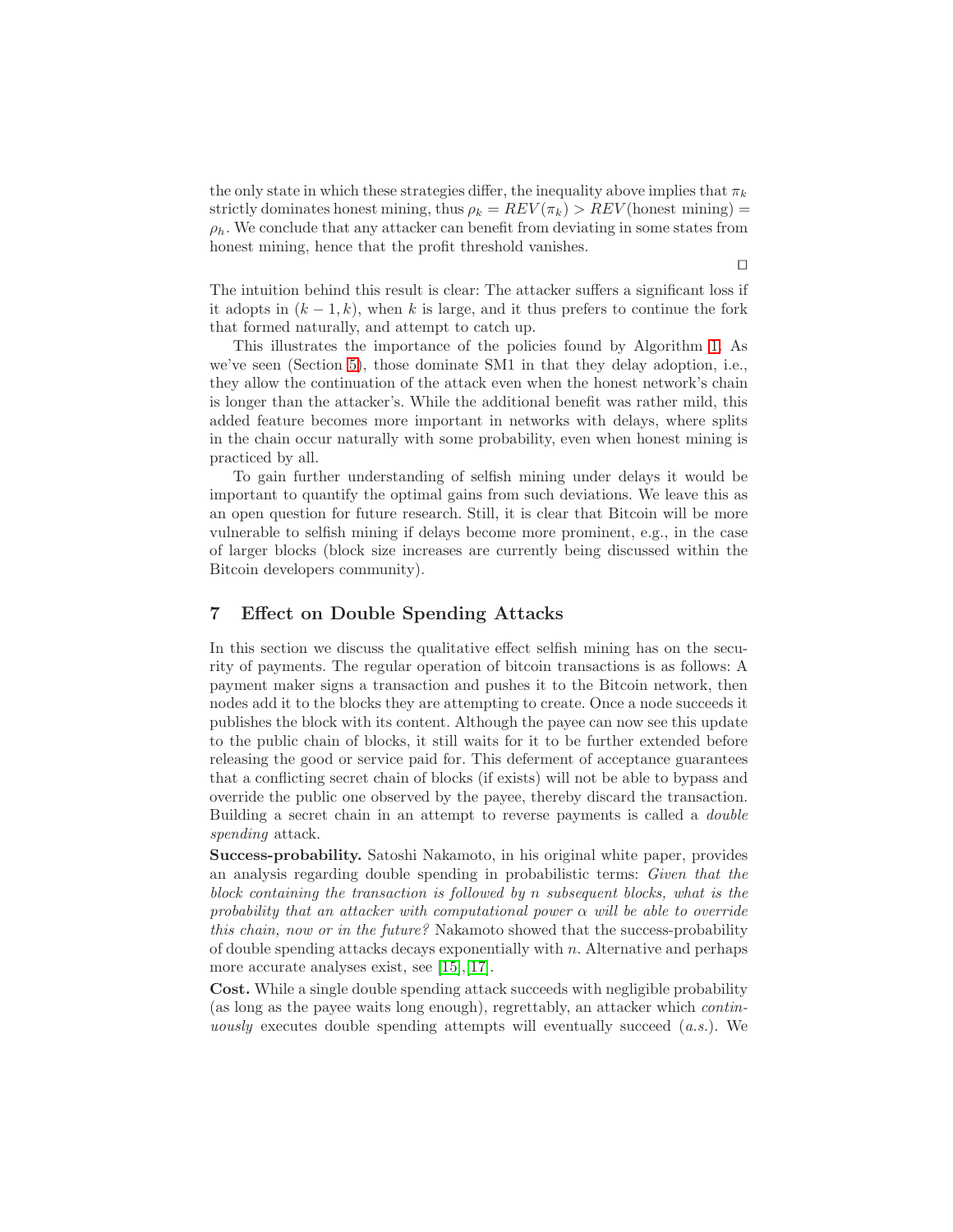the only state in which these strategies differ, the inequality above implies that $\pi_k$ strictly dominates honest mining, thus $\rho_k = REV(\pi_k) > REV(\text{honest mining}) = \rho_h$. We conclude that any attacker can benefit from deviating in some states from honest mining, hence that the profit threshold vanishes.

□

The intuition behind this result is clear: The attacker suffers a significant loss if it adopts in $(k-1, k)$, when $k$ is large, and it thus prefers to continue the fork that formed naturally, and attempt to catch up.

This illustrates the importance of the policies found by Algorithm 1. As we've seen (Section 5), those dominate SM1 in that they delay adoption, i.e., they allow the continuation of the attack even when the honest network's chain is longer than the attacker's. While the additional benefit was rather mild, this added feature becomes more important in networks with delays, where splits in the chain occur naturally with some probability, even when honest mining is practiced by all.

To gain further understanding of selfish mining under delays it would be important to quantify the optimal gains from such deviations. We leave this as an open question for future research. Still, it is clear that Bitcoin will be more vulnerable to selfish mining if delays become more prominent, e.g., in the case of larger blocks (block size increases are currently being discussed within the Bitcoin developers community).

## 7 Effect on Double Spending Attacks

In this section we discuss the qualitative effect selfish mining has on the security of payments. The regular operation of bitcoin transactions is as follows: A payment maker signs a transaction and pushes it to the Bitcoin network, then nodes add it to the blocks they are attempting to create. Once a node succeeds it publishes the block with its content. Although the payee can now see this update to the public chain of blocks, it still waits for it to be further extended before releasing the good or service paid for. This deferment of acceptance guarantees that a conflicting secret chain of blocks (if exists) will not be able to bypass and override the public one observed by the payee, thereby discard the transaction. Building a secret chain in an attempt to reverse payments is called a *double spending* attack.

**Success-probability.** Satoshi Nakamoto, in his original white paper, provides an analysis regarding double spending in probabilistic terms: *Given that the block containing the transaction is followed by $n$ subsequent blocks, what is the probability that an attacker with computational power $\alpha$ will be able to override this chain, now or in the future?* Nakamoto showed that the success-probability of double spending attacks decays exponentially with $n$. Alternative and perhaps more accurate analyses exist, see [15],[17].

**Cost.** While a single double spending attack succeeds with negligible probability (as long as the payee waits long enough), regrettably, an attacker which *continuously* executes double spending attempts will eventually succeed (*a.s.*). We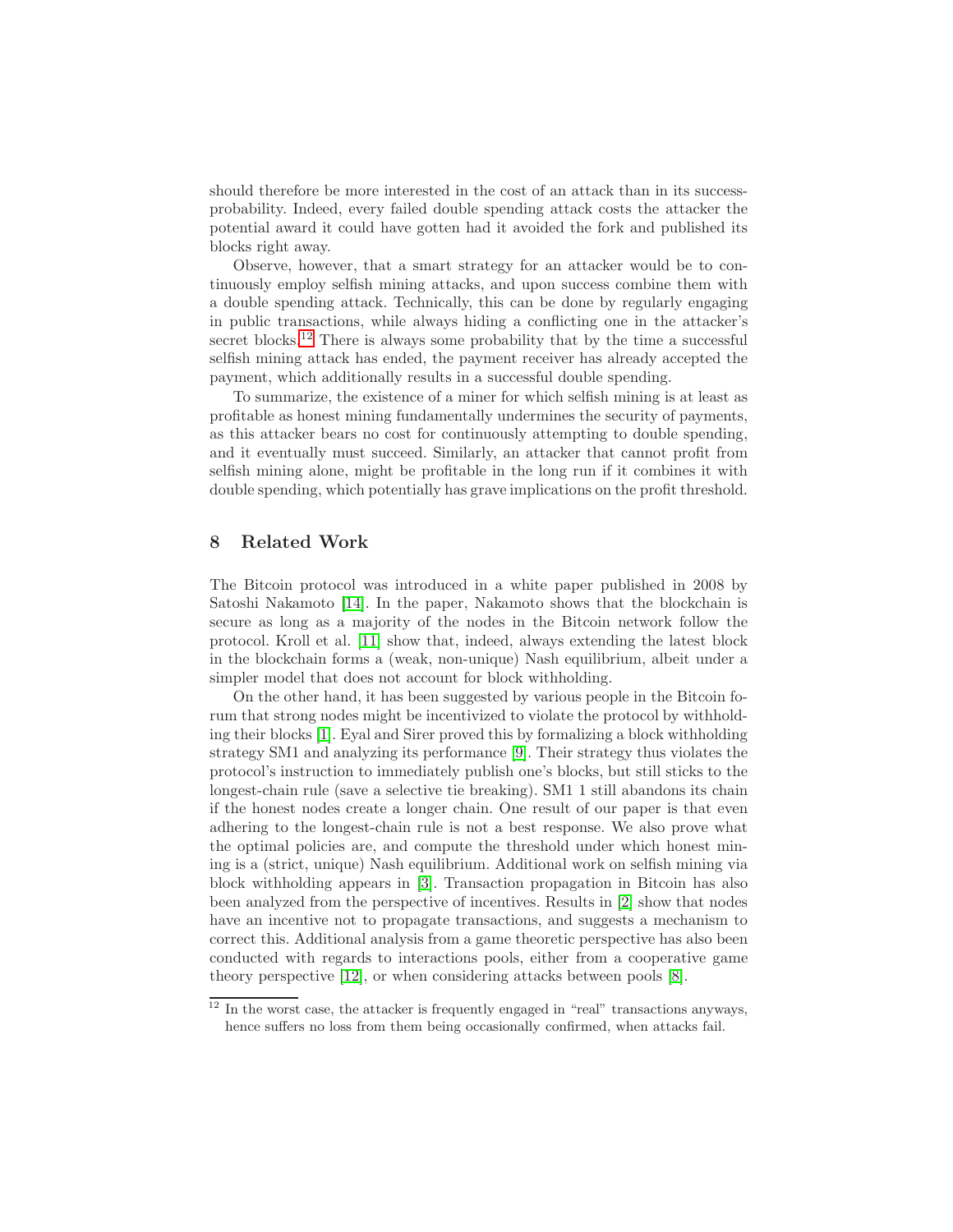should therefore be more interested in the cost of an attack than in its success-probability. Indeed, every failed double spending attack costs the attacker the potential award it could have gotten had it avoided the fork and published its blocks right away.

Observe, however, that a smart strategy for an attacker would be to continuously employ selfish mining attacks, and upon success combine them with a double spending attack. Technically, this can be done by regularly engaging in public transactions, while always hiding a conflicting one in the attacker's secret blocks.[12] There is always some probability that by the time a successful selfish mining attack has ended, the payment receiver has already accepted the payment, which additionally results in a successful double spending.

To summarize, the existence of a miner for which selfish mining is at least as profitable as honest mining fundamentally undermines the security of payments, as this attacker bears no cost for continuously attempting to double spending, and it eventually must succeed. Similarly, an attacker that cannot profit from selfish mining alone, might be profitable in the long run if it combines it with double spending, which potentially has grave implications on the profit threshold.

## 8 Related Work

The Bitcoin protocol was introduced in a white paper published in 2008 by Satoshi Nakamoto [14]. In the paper, Nakamoto shows that the blockchain is secure as long as a majority of the nodes in the Bitcoin network follow the protocol. Kroll et al. [11] show that, indeed, always extending the latest block in the blockchain forms a (weak, non-unique) Nash equilibrium, albeit under a simpler model that does not account for block withholding.

On the other hand, it has been suggested by various people in the Bitcoin forum that strong nodes might be incentivized to violate the protocol by withholding their blocks [1]. Eyal and Sirer proved this by formalizing a block withholding strategy SM1 and analyzing its performance [9]. Their strategy thus violates the protocol's instruction to immediately publish one's blocks, but still sticks to the longest-chain rule (save a selective tie breaking). SM1 1 still abandons its chain if the honest nodes create a longer chain. One result of our paper is that even adhering to the longest-chain rule is not a best response. We also prove what the optimal policies are, and compute the threshold under which honest mining is a (strict, unique) Nash equilibrium. Additional work on selfish mining via block withholding appears in [3]. Transaction propagation in Bitcoin has also been analyzed from the perspective of incentives. Results in [2] show that nodes have an incentive not to propagate transactions, and suggests a mechanism to correct this. Additional analysis from a game theoretic perspective has also been conducted with regards to interactions pools, either from a cooperative game theory perspective [12], or when considering attacks between pools [8].

[12] In the worst case, the attacker is frequently engaged in "real" transactions anyways, hence suffers no loss from them being occasionally confirmed, when attacks fail.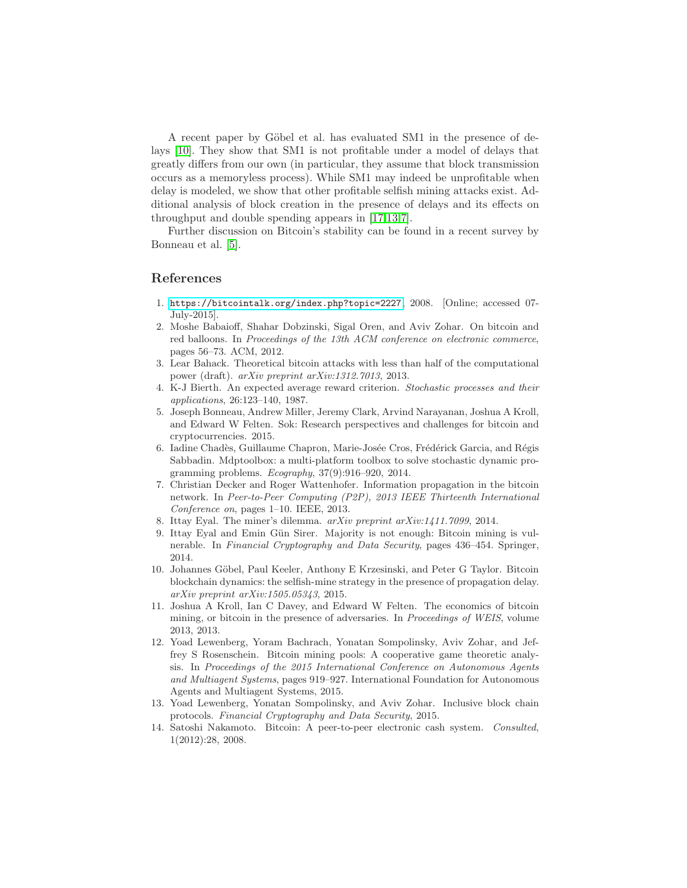A recent paper by Göbel et al. has evaluated SM1 in the presence of delays [10]. They show that SM1 is not profitable under a model of delays that greatly differs from our own (in particular, they assume that block transmission occurs as a memoryless process). While SM1 may indeed be unprofitable when delay is modeled, we show that other profitable selfish mining attacks exist. Additional analysis of block creation in the presence of delays and its effects on throughput and double spending appears in [17,13,7].

Further discussion on Bitcoin's stability can be found in a recent survey by Bonneau et al. [5].

## References

1. https://bitcointalk.org/index.php?topic=2227, 2008. [Online; accessed 07-July-2015].
2. Moshe Babaioff, Shahar Dobzinski, Sigal Oren, and Aviv Zohar. On bitcoin and red balloons. In *Proceedings of the 13th ACM conference on electronic commerce*, pages 56–73. ACM, 2012.
3. Lear Bahack. Theoretical bitcoin attacks with less than half of the computational power (draft). *arXiv preprint arXiv:1312.7013*, 2013.
4. K-J Bierth. An expected average reward criterion. *Stochastic processes and their applications*, 26:123–140, 1987.
5. Joseph Bonneau, Andrew Miller, Jeremy Clark, Arvind Narayanan, Joshua A Kroll, and Edward W Felten. Sok: Research perspectives and challenges for bitcoin and cryptocurrencies. 2015.
6. Iadine Chadès, Guillaume Chapron, Marie-Josée Cros, Frédérick Garcia, and Régis Sabbadin. Mdptoolbox: a multi-platform toolbox to solve stochastic dynamic programming problems. *Ecography*, 37(9):916–920, 2014.
7. Christian Decker and Roger Wattenhofer. Information propagation in the bitcoin network. In *Peer-to-Peer Computing (P2P), 2013 IEEE Thirteenth International Conference on*, pages 1–10. IEEE, 2013.
8. Ittay Eyal. The miner's dilemma. *arXiv preprint arXiv:1411.7099*, 2014.
9. Ittay Eyal and Emin Gün Sirer. Majority is not enough: Bitcoin mining is vulnerable. In *Financial Cryptography and Data Security*, pages 436–454. Springer, 2014.
10. Johannes Göbel, Paul Keeler, Anthony E Krzesinski, and Peter G Taylor. Bitcoin blockchain dynamics: the selfish-mine strategy in the presence of propagation delay. *arXiv preprint arXiv:1505.05343*, 2015.
11. Joshua A Kroll, Ian C Davey, and Edward W Felten. The economics of bitcoin mining, or bitcoin in the presence of adversaries. In *Proceedings of WEIS*, volume 2013, 2013.
12. Yoad Lewenberg, Yoram Bachrach, Yonatan Sompolinsky, Aviv Zohar, and Jeffrey S Rosenschein. Bitcoin mining pools: A cooperative game theoretic analysis. In *Proceedings of the 2015 International Conference on Autonomous Agents and Multiagent Systems*, pages 919–927. International Foundation for Autonomous Agents and Multiagent Systems, 2015.
13. Yoad Lewenberg, Yonatan Sompolinsky, and Aviv Zohar. Inclusive block chain protocols. *Financial Cryptography and Data Security*, 2015.
14. Satoshi Nakamoto. Bitcoin: A peer-to-peer electronic cash system. *Consulted*, 1(2012):28, 2008.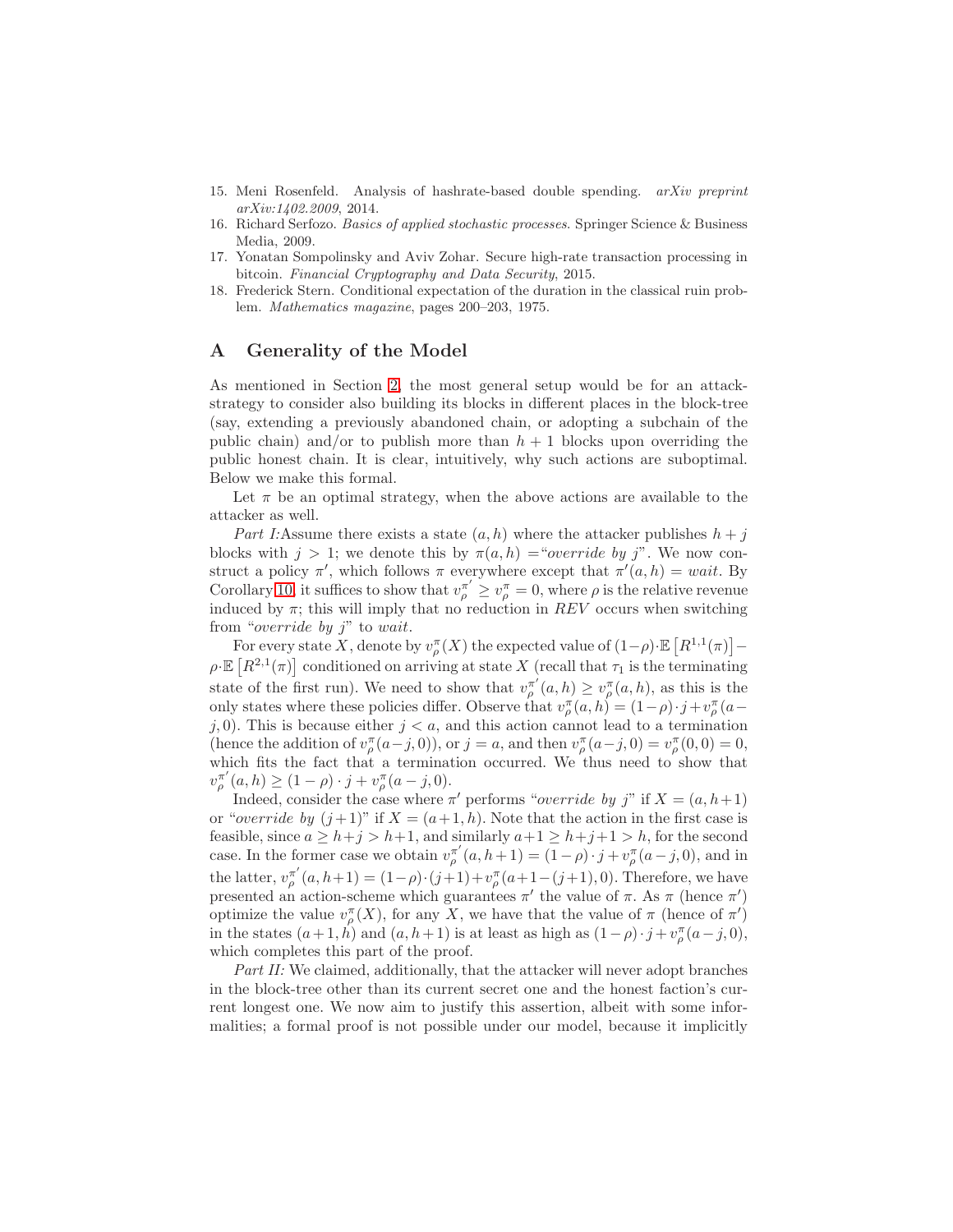15. Meni Rosenfeld. Analysis of hashrate-based double spending. *arXiv preprint arXiv:1402.2009*, 2014.
16. Richard Serfozo. *Basics of applied stochastic processes*. Springer Science & Business Media, 2009.
17. Yonatan Sompolinsky and Aviv Zohar. Secure high-rate transaction processing in bitcoin. *Financial Cryptography and Data Security*, 2015.
18. Frederick Stern. Conditional expectation of the duration in the classical ruin problem. *Mathematics magazine*, pages 200–203, 1975.

## A Generality of the Model

As mentioned in Section 2, the most general setup would be for an attack-strategy to consider also building its blocks in different places in the block-tree (say, extending a previously abandoned chain, or adopting a subchain of the public chain) and/or to publish more than $h+1$ blocks upon overriding the public honest chain. It is clear, intuitively, why such actions are suboptimal. Below we make this formal.

Let $\pi$ be an optimal strategy, when the above actions are available to the attacker as well.

*Part I:* Assume there exists a state $(a, h)$ where the attacker publishes $h + j$ blocks with $j > 1$; we denote this by $\pi(a, h) =$"*override by j*". We now construct a policy $\pi'$, which follows $\pi$ everywhere except that $\pi'(a, h) = wait$. By Corollary 10, it suffices to show that $v^{\pi'}_{\rho} \geq v^{\pi}_{\rho} = 0$, where $\rho$ is the relative revenue induced by $\pi$; this will imply that no reduction in *REV* occurs when switching from "*override by j*" to *wait*.

For every state $X$, denote by $v^{\pi}_{\rho}(X)$ the expected value of $(1-\rho)\cdot\mathbb{E}\left[R^{1,1}(\pi)\right] - \rho\cdot\mathbb{E}\left[R^{2,1}(\pi)\right]$ conditioned on arriving at state $X$ (recall that $\tau_1$ is the terminating state of the first run). We need to show that $v^{\pi'}_{\rho}(a, h) \geq v^{\pi}_{\rho}(a, h)$, as this is the only states where these policies differ. Observe that $v^{\pi}_{\rho}(a, h) = (1-\rho)\cdot j + v^{\pi}_{\rho}(a-j, 0)$. This is because either $j < a$, and this action cannot lead to a termination (hence the addition of $v^{\pi}_{\rho}(a-j, 0)$), or $j = a$, and then $v^{\pi}_{\rho}(a-j, 0) = v^{\pi}_{\rho}(0, 0) = 0$, which fits the fact that a termination occurred. We thus need to show that $v^{\pi'}_{\rho}(a, h) \geq (1-\rho)\cdot j + v^{\pi}_{\rho}(a-j, 0)$.

Indeed, consider the case where $\pi'$ performs "*override by j*" if $X = (a, h+1)$ or "*override by* $(j+1)$" if $X = (a+1, h)$. Note that the action in the first case is feasible, since $a \geq h+j > h+1$, and similarly $a+1 \geq h+j+1 > h$, for the second case. In the former case we obtain $v^{\pi'}_{\rho}(a, h+1) = (1-\rho)\cdot j + v^{\pi}_{\rho}(a-j, 0)$, and in the latter, $v^{\pi'}_{\rho}(a, h+1) = (1-\rho)\cdot(j+1) + v^{\pi}_{\rho}(a+1-(j+1), 0)$. Therefore, we have presented an action-scheme which guarantees $\pi'$ the value of $\pi$. As $\pi$ (hence $\pi'$) optimize the value $v^{\pi}_{\rho}(X)$, for any $X$, we have that the value of $\pi$ (hence of $\pi'$) in the states $(a+1, h)$ and $(a, h+1)$ is at least as high as $(1-\rho)\cdot j + v^{\pi}_{\rho}(a-j, 0)$, which completes this part of the proof.

*Part II:* We claimed, additionally, that the attacker will never adopt branches in the block-tree other than its current secret one and the honest faction's current longest one. We now aim to justify this assertion, albeit with some informalities; a formal proof is not possible under our model, because it implicitly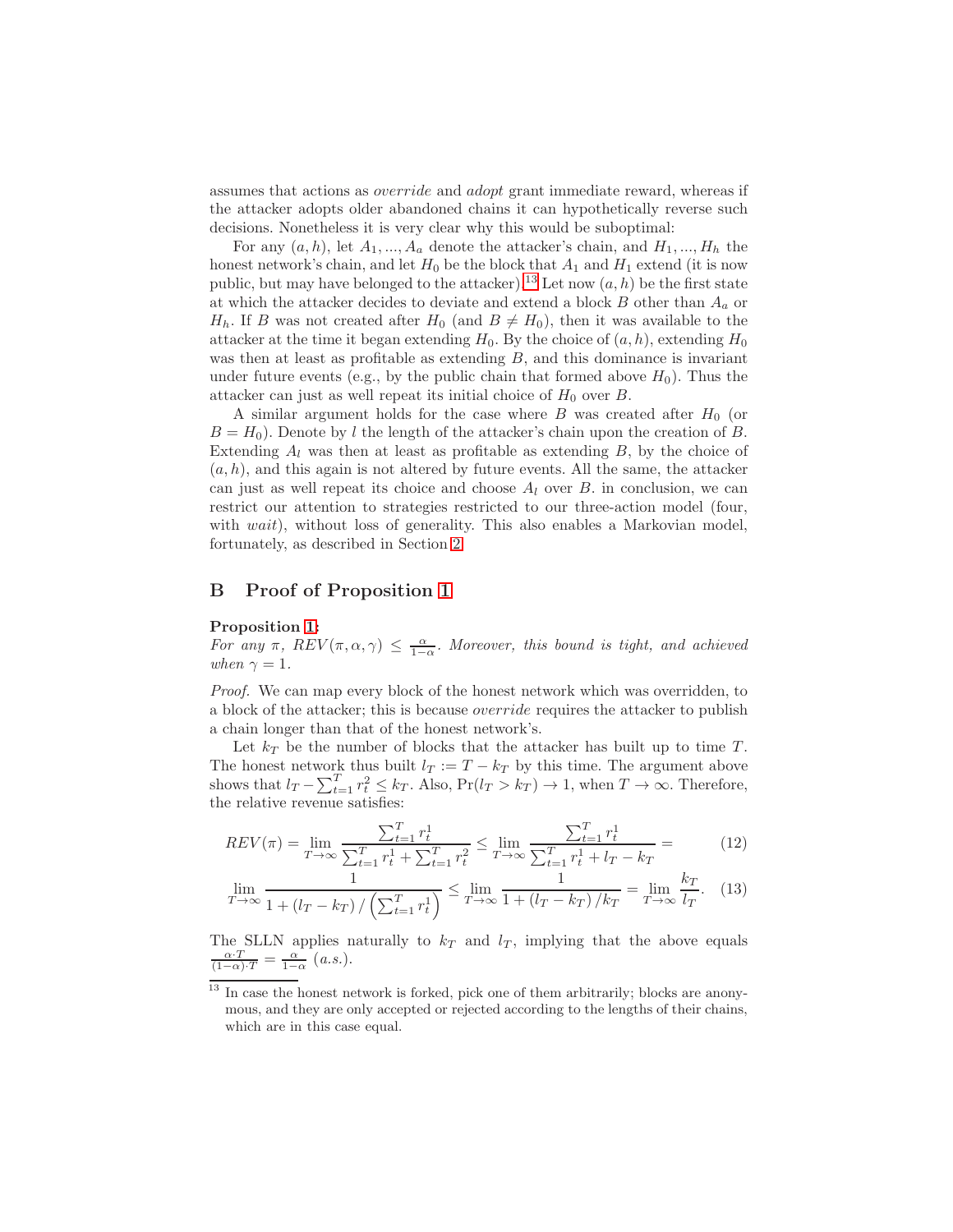assumes that actions as *override* and *adopt* grant immediate reward, whereas if the attacker adopts older abandoned chains it can hypothetically reverse such decisions. Nonetheless it is very clear why this would be suboptimal:

For any $(a, h)$, let $A_1, ..., A_a$ denote the attacker's chain, and $H_1, ..., H_h$ the honest network's chain, and let $H_0$ be the block that $A_1$ and $H_1$ extend (it is now public, but may have belonged to the attacker).[13] Let now $(a, h)$ be the first state at which the attacker decides to deviate and extend a block $B$ other than $A_a$ or $H_h$. If $B$ was not created after $H_0$ (and $B \neq H_0$), then it was available to the attacker at the time it began extending $H_0$. By the choice of $(a, h)$, extending $H_0$ was then at least as profitable as extending $B$, and this dominance is invariant under future events (e.g., by the public chain that formed above $H_0$). Thus the attacker can just as well repeat its initial choice of $H_0$ over $B$.

A similar argument holds for the case where $B$ was created after $H_0$ (or $B = H_0$). Denote by $l$ the length of the attacker's chain upon the creation of $B$. Extending $A_l$ was then at least as profitable as extending $B$, by the choice of $(a, h)$, and this again is not altered by future events. All the same, the attacker can just as well repeat its choice and choose $A_l$ over $B$. in conclusion, we can restrict our attention to strategies restricted to our three-action model (four, with *wait*), without loss of generality. This also enables a Markovian model, fortunately, as described in Section 2.

## B Proof of Proposition 1

**Proposition 1:**
*For any $\pi$, $REV(\pi, \alpha, \gamma) \leq \frac{\alpha}{1-\alpha}$. Moreover, this bound is tight, and achieved when $\gamma = 1$.*

*Proof.* We can map every block of the honest network which was overridden, to a block of the attacker; this is because *override* requires the attacker to publish a chain longer than that of the honest network's.

Let $k_T$ be the number of blocks that the attacker has built up to time $T$. The honest network thus built $l_T := T - k_T$ by this time. The argument above shows that $l_T - \sum_{t=1}^{T} r_t^2 \leq k_T$. Also, $\Pr(l_T > k_T) \to 1$, when $T \to \infty$. Therefore, the relative revenue satisfies:

$$REV(\pi) = \lim_{T\to\infty} \frac{\sum_{t=1}^{T} r_t^1}{\sum_{t=1}^{T} r_t^1 + \sum_{t=1}^{T} r_t^2} \leq \lim_{T\to\infty} \frac{\sum_{t=1}^{T} r_t^1}{\sum_{t=1}^{T} r_t^1 + l_T - k_T} = \tag{12}$$

$$\lim_{T\to\infty} \frac{1}{1 + (l_T - k_T) / \left(\sum_{t=1}^{T} r_t^1\right)} \leq \lim_{T\to\infty} \frac{1}{1 + (l_T - k_T)/k_T} = \lim_{T\to\infty} \frac{k_T}{l_T}. \tag{13}$$

The SLLN applies naturally to $k_T$ and $l_T$, implying that the above equals $\frac{\alpha \cdot T}{(1-\alpha) \cdot T} = \frac{\alpha}{1-\alpha}$ (*a.s.*).

[13] In case the honest network is forked, pick one of them arbitrarily; blocks are anonymous, and they are only accepted or rejected according to the lengths of their chains, which are in this case equal.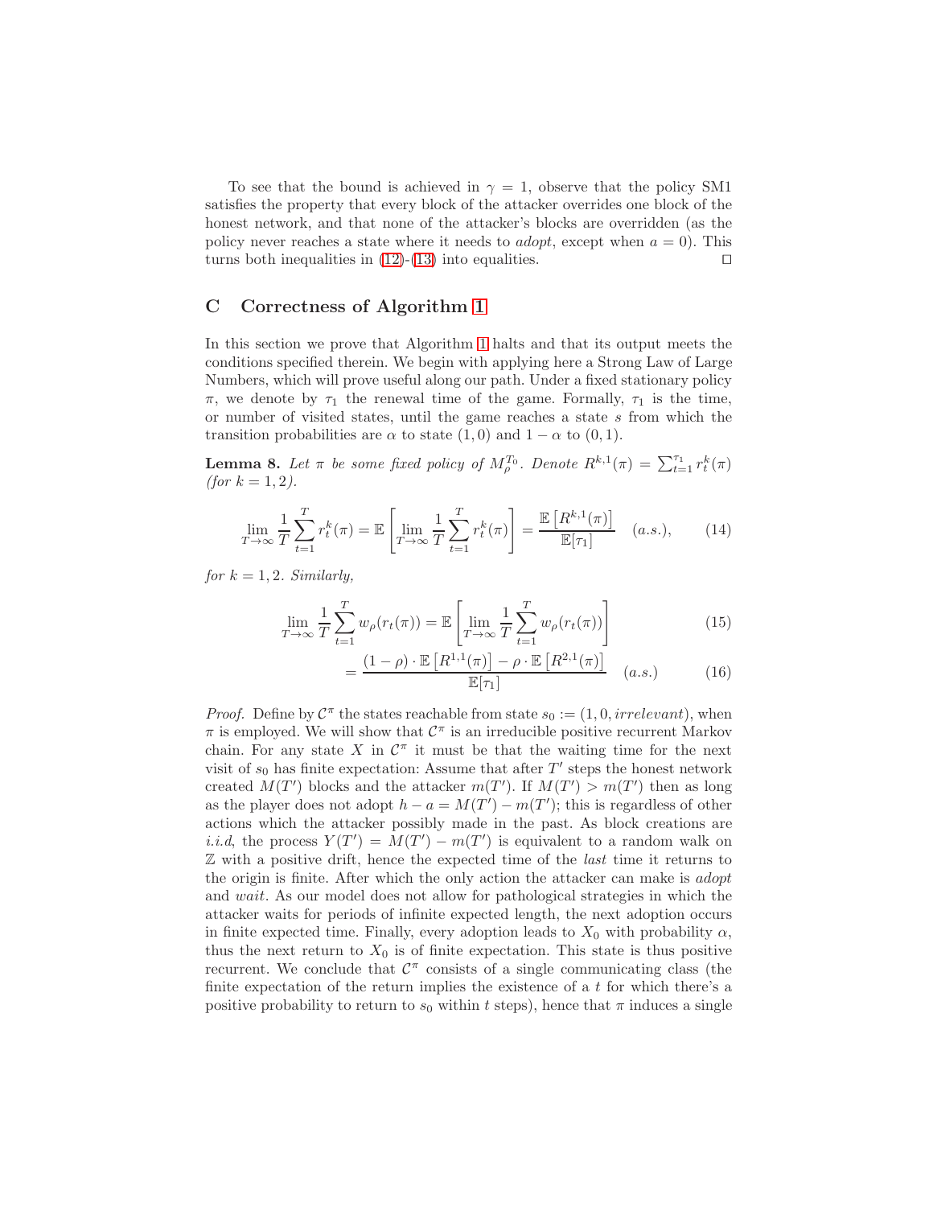To see that the bound is achieved in $\gamma = 1$, observe that the policy SM1 satisfies the property that every block of the attacker overrides one block of the honest network, and that none of the attacker's blocks are overridden (as the policy never reaches a state where it needs to *adopt*, except when $a = 0$). This turns both inequalities in (12)-(13) into equalities. □

## C Correctness of Algorithm 1

In this section we prove that Algorithm 1 halts and that its output meets the conditions specified therein. We begin with applying here a Strong Law of Large Numbers, which will prove useful along our path. Under a fixed stationary policy $\pi$, we denote by $\tau_1$ the renewal time of the game. Formally, $\tau_1$ is the time, or number of visited states, until the game reaches a state $s$ from which the transition probabilities are $\alpha$ to state $(1, 0)$ and $1 - \alpha$ to $(0, 1)$.

**Lemma 8.** *Let $\pi$ be some fixed policy of $M_\rho^{T_0}$. Denote $R^{k,1}(\pi) = \sum_{t=1}^{\tau_1} r_t^k(\pi)$ (for $k = 1, 2$).*

$$\lim_{T\to\infty} \frac{1}{T}\sum_{t=1}^{T} r_t^k(\pi) = \mathbb{E}\left[\lim_{T\to\infty} \frac{1}{T}\sum_{t=1}^{T} r_t^k(\pi)\right] = \frac{\mathbb{E}\left[R^{k,1}(\pi)\right]}{\mathbb{E}[\tau_1]} \quad (a.s.), \tag{14}$$

*for $k = 1, 2$. Similarly,*

$$\lim_{T\to\infty} \frac{1}{T}\sum_{t=1}^{T} w_\rho(r_t(\pi)) = \mathbb{E}\left[\lim_{T\to\infty} \frac{1}{T}\sum_{t=1}^{T} w_\rho(r_t(\pi))\right] \tag{15}$$

$$= \frac{(1-\rho)\cdot \mathbb{E}\left[R^{1,1}(\pi)\right] - \rho \cdot \mathbb{E}\left[R^{2,1}(\pi)\right]}{\mathbb{E}[\tau_1]} \quad (a.s.) \tag{16}$$

*Proof.* Define by $\mathcal{C}^\pi$ the states reachable from state $s_0 := (1, 0, irrelevant)$, when $\pi$ is employed. We will show that $\mathcal{C}^\pi$ is an irreducible positive recurrent Markov chain. For any state $X$ in $\mathcal{C}^\pi$ it must be that the waiting time for the next visit of $s_0$ has finite expectation: Assume that after $T'$ steps the honest network created $M(T')$ blocks and the attacker $m(T')$. If $M(T') > m(T')$ then as long as the player does not adopt $h - a = M(T') - m(T')$; this is regardless of other actions which the attacker possibly made in the past. As block creations are *i.i.d*, the process $Y(T') = M(T') - m(T')$ is equivalent to a random walk on $\mathbb{Z}$ with a positive drift, hence the expected time of the *last* time it returns to the origin is finite. After which the only action the attacker can make is *adopt* and *wait*. As our model does not allow for pathological strategies in which the attacker waits for periods of infinite expected length, the next adoption occurs in finite expected time. Finally, every adoption leads to $X_0$ with probability $\alpha$, thus the next return to $X_0$ is of finite expectation. This state is thus positive recurrent. We conclude that $\mathcal{C}^\pi$ consists of a single communicating class (the finite expectation of the return implies the existence of a $t$ for which there's a positive probability to return to $s_0$ within $t$ steps), hence that $\pi$ induces a single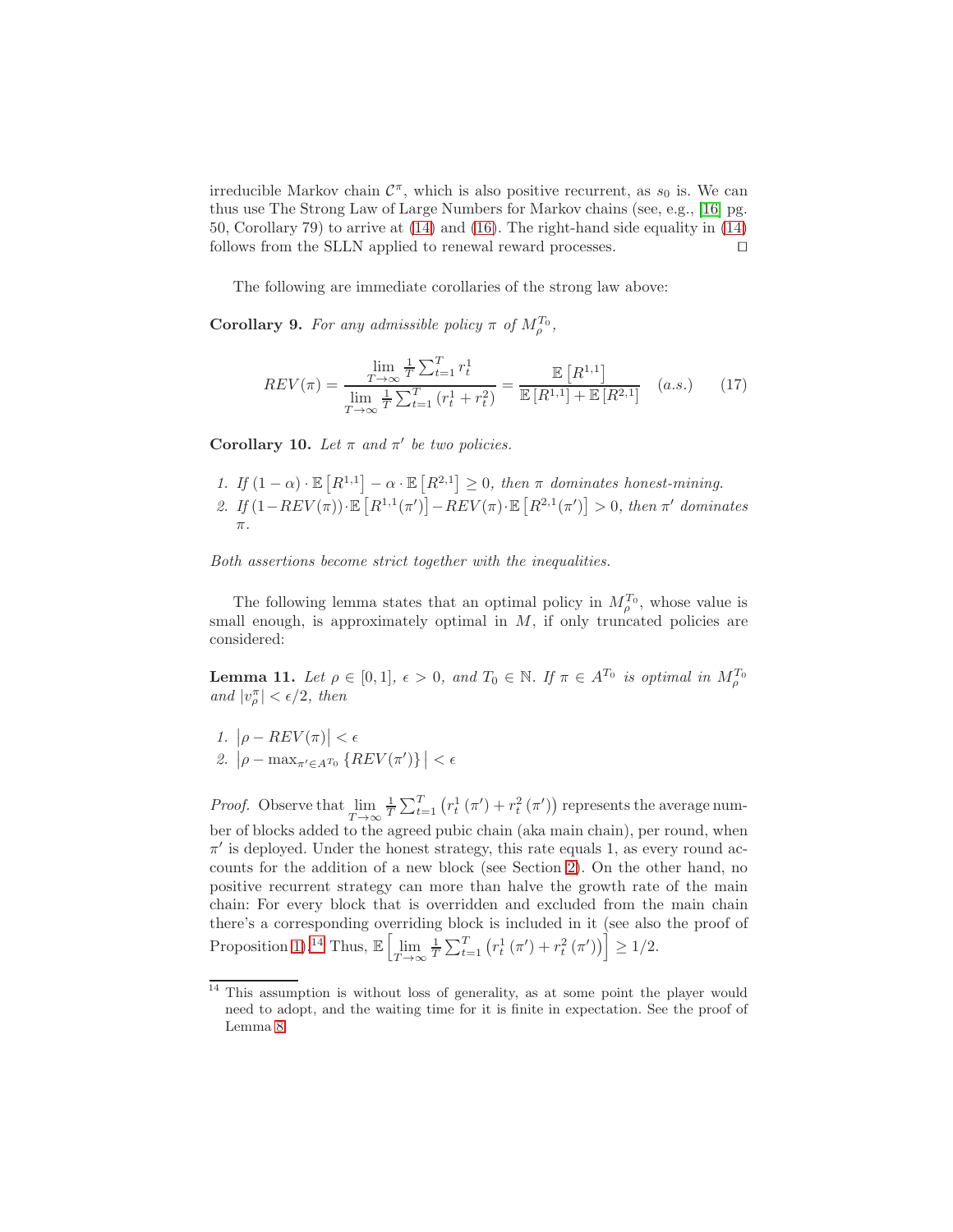irreducible Markov chain $\mathcal{C}^\pi$, which is also positive recurrent, as $s_0$ is. We can thus use The Strong Law of Large Numbers for Markov chains (see, e.g., [16] pg. 50, Corollary 79) to arrive at (14) and (16). The right-hand side equality in (14) follows from the SLLN applied to renewal reward processes. □

The following are immediate corollaries of the strong law above:

**Corollary 9.** *For any admissible policy $\pi$ of $M_\rho^{T_0}$,*

$$REV(\pi) = \frac{\lim\limits_{T\to\infty} \frac{1}{T}\sum_{t=1}^{T} r_t^1}{\lim\limits_{T\to\infty} \frac{1}{T}\sum_{t=1}^{T} \left(r_t^1 + r_t^2\right)} = \frac{\mathbb{E}\left[R^{1,1}\right]}{\mathbb{E}\left[R^{1,1}\right] + \mathbb{E}\left[R^{2,1}\right]} \quad (a.s.) \qquad (17)$$

**Corollary 10.** *Let $\pi$ and $\pi'$ be two policies.*

1. *If $(1-\alpha)\cdot\mathbb{E}\left[R^{1,1}\right] - \alpha\cdot\mathbb{E}\left[R^{2,1}\right] \geq 0$, then $\pi$ dominates honest-mining.*
2. *If $(1-REV(\pi))\cdot\mathbb{E}\left[R^{1,1}(\pi')\right] - REV(\pi)\cdot\mathbb{E}\left[R^{2,1}(\pi')\right] > 0$, then $\pi'$ dominates $\pi$.*

*Both assertions become strict together with the inequalities.*

The following lemma states that an optimal policy in $M_\rho^{T_0}$, whose value is small enough, is approximately optimal in $M$, if only truncated policies are considered:

**Lemma 11.** *Let $\rho \in [0,1]$, $\epsilon > 0$, and $T_0 \in \mathbb{N}$. If $\pi \in A^{T_0}$ is optimal in $M_\rho^{T_0}$ and $|v_\rho^\pi| < \epsilon/2$, then*

1. $\left|\rho - REV(\pi)\right| < \epsilon$
2. $\left|\rho - \max_{\pi' \in A^{T_0}}\left\{REV(\pi')\right\}\right| < \epsilon$

*Proof.* Observe that $\lim\limits_{T\to\infty} \frac{1}{T}\sum_{t=1}^{T}\left(r_t^1(\pi') + r_t^2(\pi')\right)$ represents the average number of blocks added to the agreed pubic chain (aka main chain), per round, when $\pi'$ is deployed. Under the honest strategy, this rate equals 1, as every round accounts for the addition of a new block (see Section 2). On the other hand, no positive recurrent strategy can more than halve the growth rate of the main chain: For every block that is overridden and excluded from the main chain there's a corresponding overriding block is included in it (see also the proof of Proposition 1).[14] Thus, $\mathbb{E}\left[\lim\limits_{T\to\infty} \frac{1}{T}\sum_{t=1}^{T}\left(r_t^1(\pi') + r_t^2(\pi')\right)\right] \geq 1/2$.

[14] This assumption is without loss of generality, as at some point the player would need to adopt, and the waiting time for it is finite in expectation. See the proof of Lemma 8.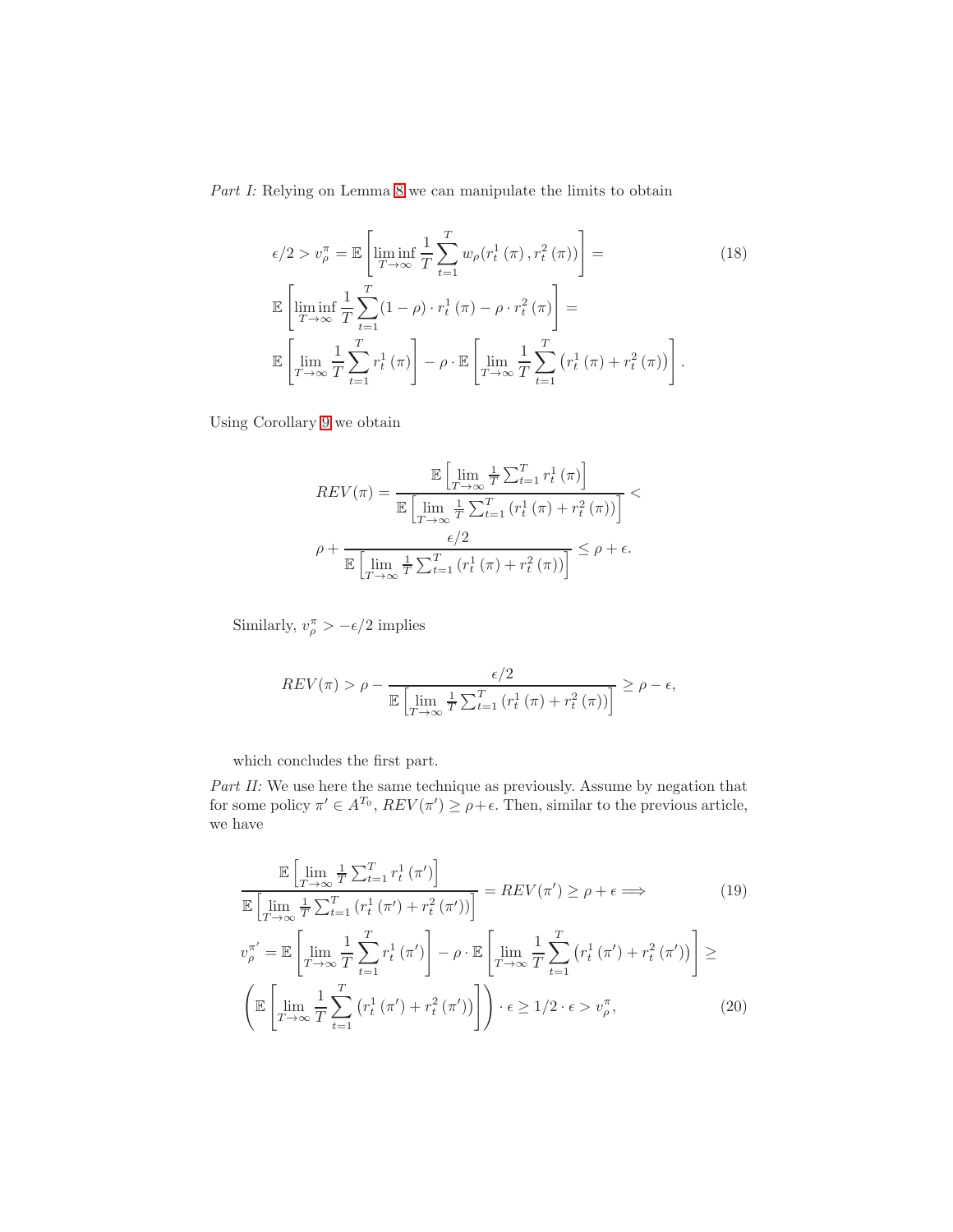*Part I:* Relying on Lemma 8 we can manipulate the limits to obtain

$$
\begin{aligned}
&\epsilon/2 > v_\rho^\pi = \mathbb{E}\left[\liminf_{T\to\infty} \frac{1}{T}\sum_{t=1}^{T} w_\rho(r_t^1(\pi), r_t^2(\pi))\right] = \\
&\mathbb{E}\left[\liminf_{T\to\infty} \frac{1}{T}\sum_{t=1}^{T} (1-\rho)\cdot r_t^1(\pi) - \rho\cdot r_t^2(\pi)\right] = \\
&\mathbb{E}\left[\lim_{T\to\infty} \frac{1}{T}\sum_{t=1}^{T} r_t^1(\pi)\right] - \rho\cdot\mathbb{E}\left[\lim_{T\to\infty} \frac{1}{T}\sum_{t=1}^{T} \left(r_t^1(\pi) + r_t^2(\pi)\right)\right].
\end{aligned}
\tag{18}
$$

Using Corollary 9 we obtain

$$
\begin{aligned}
REV(\pi) = &\frac{\mathbb{E}\left[\lim\limits_{T\to\infty} \frac{1}{T}\sum_{t=1}^{T} r_t^1(\pi)\right]}{\mathbb{E}\left[\lim\limits_{T\to\infty} \frac{1}{T}\sum_{t=1}^{T} \left(r_t^1(\pi) + r_t^2(\pi)\right)\right]} < \\
&\rho + \frac{\epsilon/2}{\mathbb{E}\left[\lim\limits_{T\to\infty} \frac{1}{T}\sum_{t=1}^{T} \left(r_t^1(\pi) + r_t^2(\pi)\right)\right]} \leq \rho + \epsilon.
\end{aligned}
$$

Similarly, $v_\rho^\pi > -\epsilon/2$ implies

$$
REV(\pi) > \rho - \frac{\epsilon/2}{\mathbb{E}\left[\lim\limits_{T\to\infty} \frac{1}{T}\sum_{t=1}^{T} \left(r_t^1(\pi) + r_t^2(\pi)\right)\right]} \geq \rho - \epsilon,
$$

which concludes the first part.

*Part II:* We use here the same technique as previously. Assume by negation that for some policy $\pi' \in A^{T_0}$, $REV(\pi') \geq \rho + \epsilon$. Then, similar to the previous article, we have

$$
\frac{\mathbb{E}\left[\lim\limits_{T\to\infty} \frac{1}{T}\sum_{t=1}^{T} r_t^1(\pi')\right]}{\mathbb{E}\left[\lim\limits_{T\to\infty} \frac{1}{T}\sum_{t=1}^{T} \left(r_t^1(\pi') + r_t^2(\pi')\right)\right]} = REV(\pi') \geq \rho + \epsilon \Longrightarrow \tag{19}
$$

$$
\begin{aligned}
&v_\rho^{\pi'} = \mathbb{E}\left[\lim_{T\to\infty} \frac{1}{T}\sum_{t=1}^{T} r_t^1(\pi')\right] - \rho\cdot\mathbb{E}\left[\lim_{T\to\infty} \frac{1}{T}\sum_{t=1}^{T} \left(r_t^1(\pi') + r_t^2(\pi')\right)\right] \geq \\
&\left(\mathbb{E}\left[\lim_{T\to\infty} \frac{1}{T}\sum_{t=1}^{T} \left(r_t^1(\pi') + r_t^2(\pi')\right)\right]\right)\cdot\epsilon \geq 1/2\cdot\epsilon > v_\rho^\pi,
\end{aligned}
\tag{20}
$$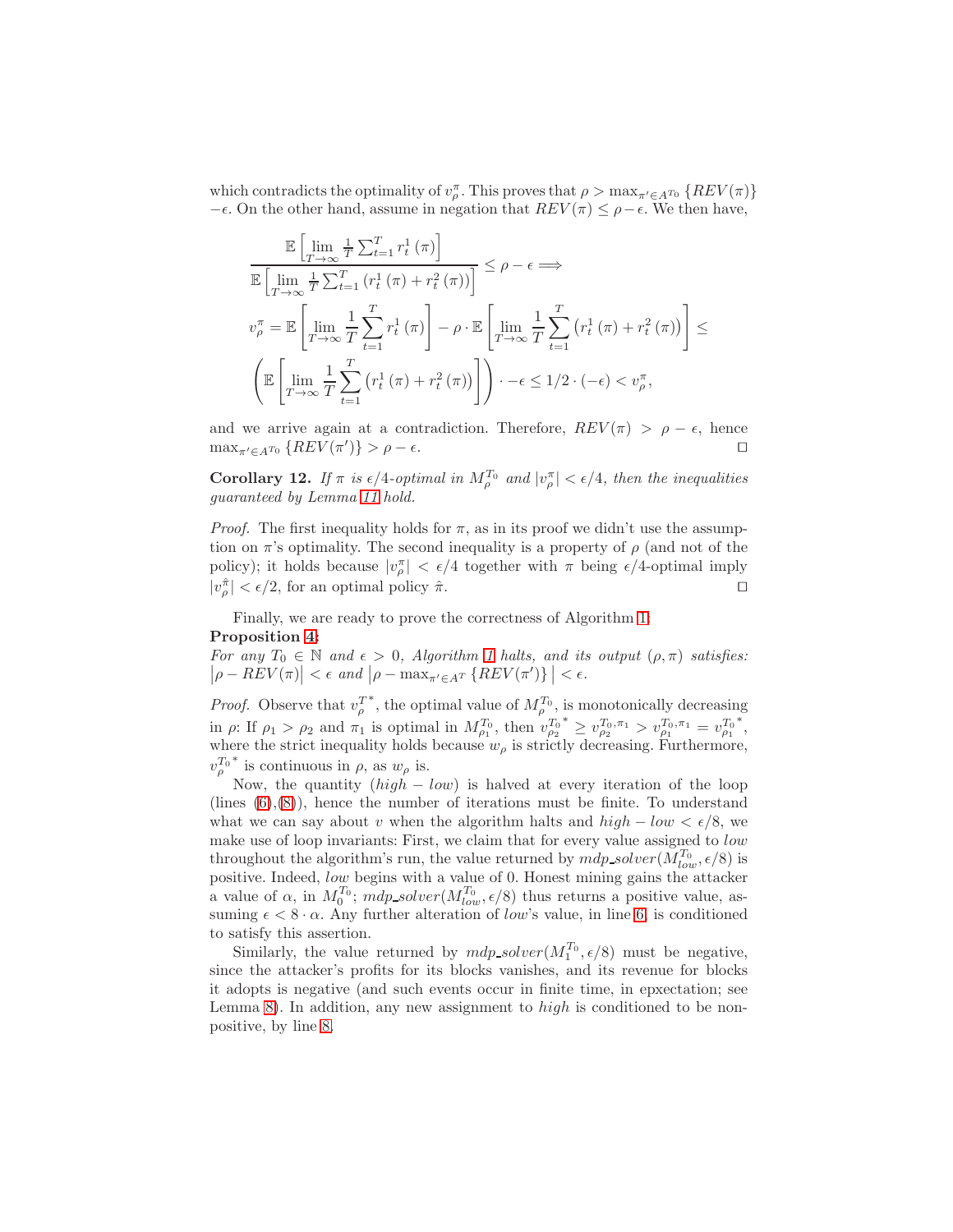which contradicts the optimality of $v_\rho^\pi$. This proves that $\rho > \max_{\pi' \in A^{T_0}} \{REV(\pi)\} - \epsilon$. On the other hand, assume in negation that $REV(\pi) \leq \rho - \epsilon$. We then have,

$$\frac{\mathbb{E}\left[\lim_{T\to\infty} \frac{1}{T}\sum_{t=1}^{T} r_t^1(\pi)\right]}{\mathbb{E}\left[\lim_{T\to\infty} \frac{1}{T}\sum_{t=1}^{T}\left(r_t^1(\pi) + r_t^2(\pi)\right)\right]} \leq \rho - \epsilon \Longrightarrow$$

$$v_\rho^\pi = \mathbb{E}\left[\lim_{T\to\infty} \frac{1}{T}\sum_{t=1}^{T} r_t^1(\pi)\right] - \rho \cdot \mathbb{E}\left[\lim_{T\to\infty} \frac{1}{T}\sum_{t=1}^{T}\left(r_t^1(\pi) + r_t^2(\pi)\right)\right] \leq$$

$$\left(\mathbb{E}\left[\lim_{T\to\infty} \frac{1}{T}\sum_{t=1}^{T}\left(r_t^1(\pi) + r_t^2(\pi)\right)\right]\right) \cdot -\epsilon \leq 1/2 \cdot (-\epsilon) < v_\rho^\pi,$$

and we arrive again at a contradiction. Therefore, $REV(\pi) > \rho - \epsilon$, hence $\max_{\pi' \in A^{T_0}} \{REV(\pi')\} > \rho - \epsilon$. □

**Corollary 12.** *If $\pi$ is $\epsilon/4$-optimal in $M_\rho^{T_0}$ and $|v_\rho^\pi| < \epsilon/4$, then the inequalities guaranteed by Lemma 11 hold.*

*Proof.* The first inequality holds for $\pi$, as in its proof we didn't use the assumption on $\pi$'s optimality. The second inequality is a property of $\rho$ (and not of the policy); it holds because $|v_\rho^\pi| < \epsilon/4$ together with $\pi$ being $\epsilon/4$-optimal imply $|v_\rho^{\hat{\pi}}| < \epsilon/2$, for an optimal policy $\hat{\pi}$. □

Finally, we are ready to prove the correctness of Algorithm 1:

**Proposition 4:**
*For any $T_0 \in \mathbb{N}$ and $\epsilon > 0$, Algorithm 1 halts, and its output $(\rho, \pi)$ satisfies: $\left|\rho - REV(\pi)\right| < \epsilon$ and $\left|\rho - \max_{\pi' \in A^T} \{REV(\pi')\}\right| < \epsilon$.*

*Proof.* Observe that $v_\rho^{T^*}$, the optimal value of $M_\rho^{T_0}$, is monotonically decreasing in $\rho$: If $\rho_1 > \rho_2$ and $\pi_1$ is optimal in $M_{\rho_1}^{T_0}$, then $v_{\rho_2}^{T_0\,*} \geq v_{\rho_2}^{T_0,\pi_1} > v_{\rho_1}^{T_0,\pi_1} = v_{\rho_1}^{T_0\,*}$, where the strict inequality holds because $w_\rho$ is strictly decreasing. Furthermore, $v_\rho^{T_0\,*}$ is continuous in $\rho$, as $w_\rho$ is.

Now, the quantity $(high - low)$ is halved at every iteration of the loop (lines (6),(8)), hence the number of iterations must be finite. To understand what we can say about $v$ when the algorithm halts and $high - low < \epsilon/8$, we make use of loop invariants: First, we claim that for every value assigned to $low$ throughout the algorithm's run, the value returned by $mdp\_solver(M_{low}^{T_0}, \epsilon/8)$ is positive. Indeed, $low$ begins with a value of 0. Honest mining gains the attacker a value of $\alpha$, in $M_0^{T_0}$; $mdp\_solver(M_{low}^{T_0}, \epsilon/8)$ thus returns a positive value, assuming $\epsilon < 8 \cdot \alpha$. Any further alteration of $low$'s value, in line 6, is conditioned to satisfy this assertion.

Similarly, the value returned by $mdp\_solver(M_1^{T_0}, \epsilon/8)$ must be negative, since the attacker's profits for its blocks vanishes, and its revenue for blocks it adopts is negative (and such events occur in finite time, in epxectation; see Lemma 8). In addition, any new assignment to $high$ is conditioned to be non-positive, by line 8.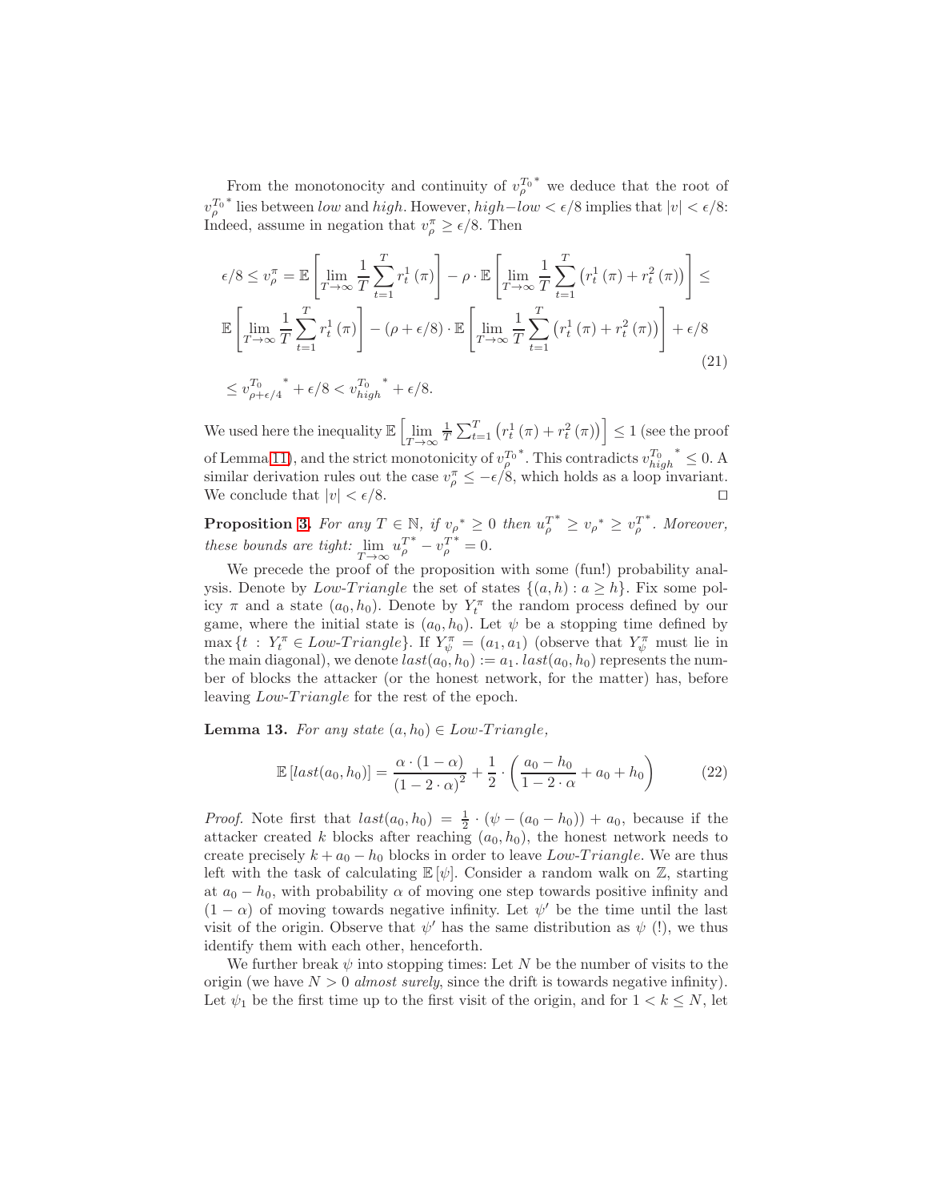From the monotonocity and continuity of $v_\rho^{T_0*}$ we deduce that the root of $v_\rho^{T_0*}$ lies between $low$ and $high$. However, $high - low < \epsilon/8$ implies that $|v| < \epsilon/8$: Indeed, assume in negation that $v_\rho^\pi \geq \epsilon/8$. Then

$$
\begin{aligned}
\epsilon/8 \leq v_\rho^\pi &= \mathbb{E}\left[\lim_{T\to\infty}\frac{1}{T}\sum_{t=1}^{T} r_t^1(\pi)\right] - \rho \cdot \mathbb{E}\left[\lim_{T\to\infty}\frac{1}{T}\sum_{t=1}^{T}\left(r_t^1(\pi) + r_t^2(\pi)\right)\right] \leq \\
&\mathbb{E}\left[\lim_{T\to\infty}\frac{1}{T}\sum_{t=1}^{T} r_t^1(\pi)\right] - (\rho + \epsilon/8)\cdot \mathbb{E}\left[\lim_{T\to\infty}\frac{1}{T}\sum_{t=1}^{T}\left(r_t^1(\pi) + r_t^2(\pi)\right)\right] + \epsilon/8 \\
&\leq v_{\rho+\epsilon/4}^{T_0}{}^* + \epsilon/8 < v_{high}^{T_0}{}^* + \epsilon/8.
\end{aligned}
\tag{21}
$$

We used here the inequality $\mathbb{E}\left[\lim_{T\to\infty}\frac{1}{T}\sum_{t=1}^{T}\left(r_t^1(\pi) + r_t^2(\pi)\right)\right] \leq 1$ (see the proof of Lemma 11), and the strict monotonicity of $v_\rho^{T_0*}$. This contradicts $v_{high}^{T_0}{}^* \leq 0$. A similar derivation rules out the case $v_\rho^\pi \leq -\epsilon/8$, which holds as a loop invariant. We conclude that $|v| < \epsilon/8$. □

**Proposition 3.** *For any $T \in \mathbb{N}$, if $v_\rho{}^* \geq 0$ then $u_\rho^{T*} \geq v_\rho{}^* \geq v_\rho^{T*}$. Moreover, these bounds are tight: $\lim_{T\to\infty} u_\rho^{T*} - v_\rho^{T*} = 0$.*

We precede the proof of the proposition with some (fun!) probability analysis. Denote by $Low\text{-}Triangle$ the set of states $\{(a,h) : a \geq h\}$. Fix some policy $\pi$ and a state $(a_0, h_0)$. Denote by $Y_t^\pi$ the random process defined by our game, where the initial state is $(a_0, h_0)$. Let $\psi$ be a stopping time defined by $\max\{t : Y_t^\pi \in Low\text{-}Triangle\}$. If $Y_\psi^\pi = (a_1, a_1)$ (observe that $Y_\psi^\pi$ must lie in the main diagonal), we denote $last(a_0, h_0) := a_1$. $last(a_0, h_0)$ represents the number of blocks the attacker (or the honest network, for the matter) has, before leaving $Low\text{-}Triangle$ for the rest of the epoch.

**Lemma 13.** *For any state $(a, h_0) \in Low\text{-}Triangle$,*

$$
\mathbb{E}\left[last(a_0, h_0)\right] = \frac{\alpha\cdot(1-\alpha)}{(1-2\cdot\alpha)^2} + \frac{1}{2}\cdot\left(\frac{a_0 - h_0}{1 - 2\cdot\alpha} + a_0 + h_0\right) \tag{22}
$$

*Proof.* Note first that $last(a_0, h_0) = \frac{1}{2}\cdot(\psi - (a_0 - h_0)) + a_0$, because if the attacker created $k$ blocks after reaching $(a_0, h_0)$, the honest network needs to create precisely $k + a_0 - h_0$ blocks in order to leave $Low\text{-}Triangle$. We are thus left with the task of calculating $\mathbb{E}[\psi]$. Consider a random walk on $\mathbb{Z}$, starting at $a_0 - h_0$, with probability $\alpha$ of moving one step towards positive infinity and $(1-\alpha)$ of moving towards negative infinity. Let $\psi'$ be the time until the last visit of the origin. Observe that $\psi'$ has the same distribution as $\psi$ (!), we thus identify them with each other, henceforth.

We further break $\psi$ into stopping times: Let $N$ be the number of visits to the origin (we have $N > 0$ *almost surely*, since the drift is towards negative infinity). Let $\psi_1$ be the first time up to the first visit of the origin, and for $1 < k \leq N$, let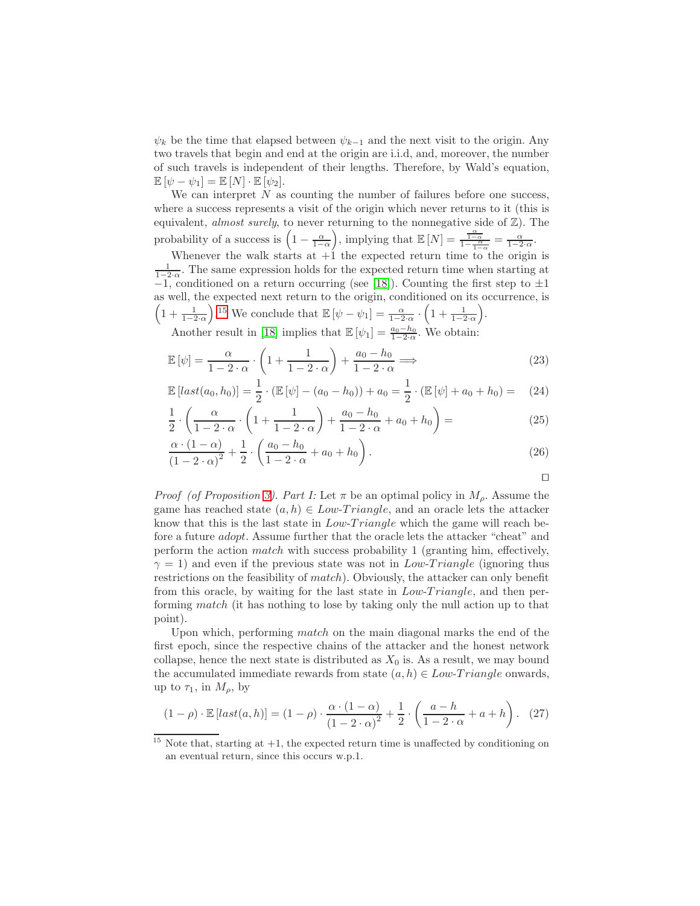$\psi_k$ be the time that elapsed between $\psi_{k-1}$ and the next visit to the origin. Any two travels that begin and end at the origin are i.i.d, and, moreover, the number of such travels is independent of their lengths. Therefore, by Wald's equation, $\mathbb{E}[\psi - \psi_1] = \mathbb{E}[N] \cdot \mathbb{E}[\psi_2]$.

We can interpret $N$ as counting the number of failures before one success, where a success represents a visit of the origin which never returns to it (this is equivalent, *almost surely*, to never returning to the nonnegative side of $\mathbb{Z}$). The probability of a success is $\left(1 - \frac{\alpha}{1-\alpha}\right)$, implying that $\mathbb{E}[N] = \frac{\frac{\alpha}{1-\alpha}}{1-\frac{\alpha}{1-\alpha}} = \frac{\alpha}{1-2\cdot\alpha}$.

Whenever the walk starts at $+1$ the expected return time to the origin is $\frac{1}{1-2\cdot\alpha}$. The same expression holds for the expected return time when starting at $-1$, conditioned on a return occurring (see [18]). Counting the first step to $\pm 1$ as well, the expected next return to the origin, conditioned on its occurrence, is $\left(1 + \frac{1}{1-2\cdot\alpha}\right)$.[15] We conclude that $\mathbb{E}[\psi - \psi_1] = \frac{\alpha}{1-2\cdot\alpha} \cdot \left(1 + \frac{1}{1-2\cdot\alpha}\right)$.

Another result in [18] implies that $\mathbb{E}[\psi_1] = \frac{a_0 - h_0}{1-2\cdot\alpha}$. We obtain:

$$\mathbb{E}[\psi] = \frac{\alpha}{1-2\cdot\alpha} \cdot \left(1 + \frac{1}{1-2\cdot\alpha}\right) + \frac{a_0 - h_0}{1-2\cdot\alpha} \Longrightarrow \tag{23}$$

$$\mathbb{E}[last(a_0, h_0)] = \frac{1}{2} \cdot (\mathbb{E}[\psi] - (a_0 - h_0)) + a_0 = \frac{1}{2} \cdot (\mathbb{E}[\psi] + a_0 + h_0) = \tag{24}$$

$$\frac{1}{2} \cdot \left(\frac{\alpha}{1-2\cdot\alpha} \cdot \left(1 + \frac{1}{1-2\cdot\alpha}\right) + \frac{a_0 - h_0}{1-2\cdot\alpha} + a_0 + h_0\right) = \tag{25}$$

$$\frac{\alpha \cdot (1-\alpha)}{(1-2\cdot\alpha)^2} + \frac{1}{2} \cdot \left(\frac{a_0 - h_0}{1-2\cdot\alpha} + a_0 + h_0\right). \tag{26}$$

□

*Proof (of Proposition 3). Part I:* Let $\pi$ be an optimal policy in $M_\rho$. Assume the game has reached state $(a, h) \in Low\text{-}Triangle$, and an oracle lets the attacker know that this is the last state in $Low\text{-}Triangle$ which the game will reach before a future *adopt*. Assume further that the oracle lets the attacker "cheat" and perform the action *match* with success probability 1 (granting him, effectively, $\gamma = 1$) and even if the previous state was not in $Low\text{-}Triangle$ (ignoring thus restrictions on the feasibility of *match*). Obviously, the attacker can only benefit from this oracle, by waiting for the last state in $Low\text{-}Triangle$, and then performing *match* (it has nothing to lose by taking only the null action up to that point).

Upon which, performing *match* on the main diagonal marks the end of the first epoch, since the respective chains of the attacker and the honest network collapse, hence the next state is distributed as $X_0$ is. As a result, we may bound the accumulated immediate rewards from state $(a, h) \in Low\text{-}Triangle$ onwards, up to $\tau_1$, in $M_\rho$, by

$$(1-\rho) \cdot \mathbb{E}[last(a, h)] = (1-\rho) \cdot \frac{\alpha \cdot (1-\alpha)}{(1-2\cdot\alpha)^2} + \frac{1}{2} \cdot \left(\frac{a-h}{1-2\cdot\alpha} + a + h\right). \tag{27}$$

[15] Note that, starting at $+1$, the expected return time is unaffected by conditioning on an eventual return, since this occurs w.p.1.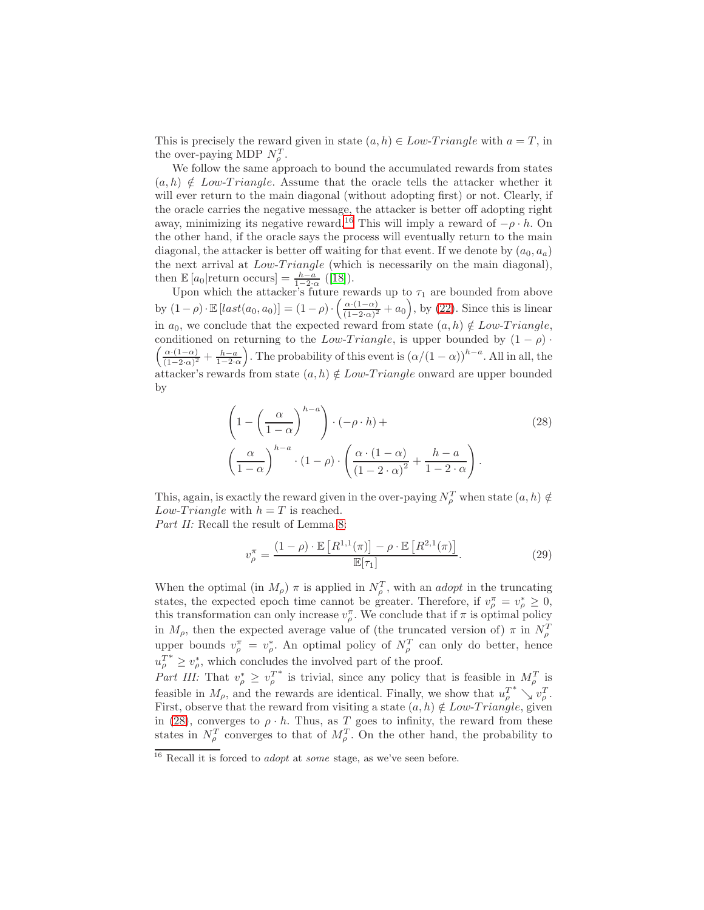This is precisely the reward given in state $(a, h) \in Low\text{-}Triangle$ with $a = T$, in the over-paying MDP $N^T_\rho$.

We follow the same approach to bound the accumulated rewards from states $(a, h) \notin Low\text{-}Triangle$. Assume that the oracle tells the attacker whether it will ever return to the main diagonal (without adopting first) or not. Clearly, if the oracle carries the negative message, the attacker is better off adopting right away, minimizing its negative reward.[16] This will imply a reward of $-\rho \cdot h$. On the other hand, if the oracle says the process will eventually return to the main diagonal, the attacker is better off waiting for that event. If we denote by $(a_0, a_a)$ the next arrival at $Low\text{-}Triangle$ (which is necessarily on the main diagonal), then $\mathbb{E}[a_0 | \text{return occurs}] = \frac{h-a}{1-2\cdot\alpha}$ ([18]).

Upon which the attacker's future rewards up to $\tau_1$ are bounded from above by $(1-\rho) \cdot \mathbb{E}[last(a_0, a_0)] = (1-\rho) \cdot \left(\frac{\alpha\cdot(1-\alpha)}{(1-2\cdot\alpha)^2} + a_0\right)$, by (22). Since this is linear in $a_0$, we conclude that the expected reward from state $(a, h) \notin Low\text{-}Triangle$, conditioned on returning to the $Low\text{-}Triangle$, is upper bounded by $(1-\rho) \cdot \left(\frac{\alpha\cdot(1-\alpha)}{(1-2\cdot\alpha)^2} + \frac{h-a}{1-2\cdot\alpha}\right)$. The probability of this event is $(\alpha/(1-\alpha))^{h-a}$. All in all, the attacker's rewards from state $(a, h) \notin Low\text{-}Triangle$ onward are upper bounded by

$$\left(1 - \left(\frac{\alpha}{1-\alpha}\right)^{h-a}\right) \cdot (-\rho \cdot h) + \left(\frac{\alpha}{1-\alpha}\right)^{h-a} \cdot (1-\rho) \cdot \left(\frac{\alpha \cdot (1-\alpha)}{(1-2\cdot\alpha)^2} + \frac{h-a}{1-2\cdot\alpha}\right). \tag{28}$$

This, again, is exactly the reward given in the over-paying $N^T_\rho$ when state $(a, h) \notin Low\text{-}Triangle$ with $h = T$ is reached.

*Part II:* Recall the result of Lemma 8:

$$v^\pi_\rho = \frac{(1-\rho) \cdot \mathbb{E}\left[R^{1,1}(\pi)\right] - \rho \cdot \mathbb{E}\left[R^{2,1}(\pi)\right]}{\mathbb{E}[\tau_1]}. \tag{29}$$

When the optimal (in $M_\rho$) $\pi$ is applied in $N^T_\rho$, with an *adopt* in the truncating states, the expected epoch time cannot be greater. Therefore, if $v^\pi_\rho = v^*_\rho \geq 0$, this transformation can only increase $v^\pi_\rho$. We conclude that if $\pi$ is optimal policy in $M_\rho$, then the expected average value of (the truncated version of) $\pi$ in $N^T_\rho$ upper bounds $v^\pi_\rho = v^*_\rho$. An optimal policy of $N^T_\rho$ can only do better, hence $u^{T^*}_\rho \geq v^*_\rho$, which concludes the involved part of the proof.

*Part III:* That $v^*_\rho \geq v^{T^*}_\rho$ is trivial, since any policy that is feasible in $M^T_\rho$ is feasible in $M_\rho$, and the rewards are identical. Finally, we show that $u^{T^*}_\rho \searrow v^T_\rho$. First, observe that the reward from visiting a state $(a, h) \notin Low\text{-}Triangle$, given in (28), converges to $\rho \cdot h$. Thus, as $T$ goes to infinity, the reward from these states in $N^T_\rho$ converges to that of $M^T_\rho$. On the other hand, the probability to

[16] Recall it is forced to *adopt* at *some* stage, as we've seen before.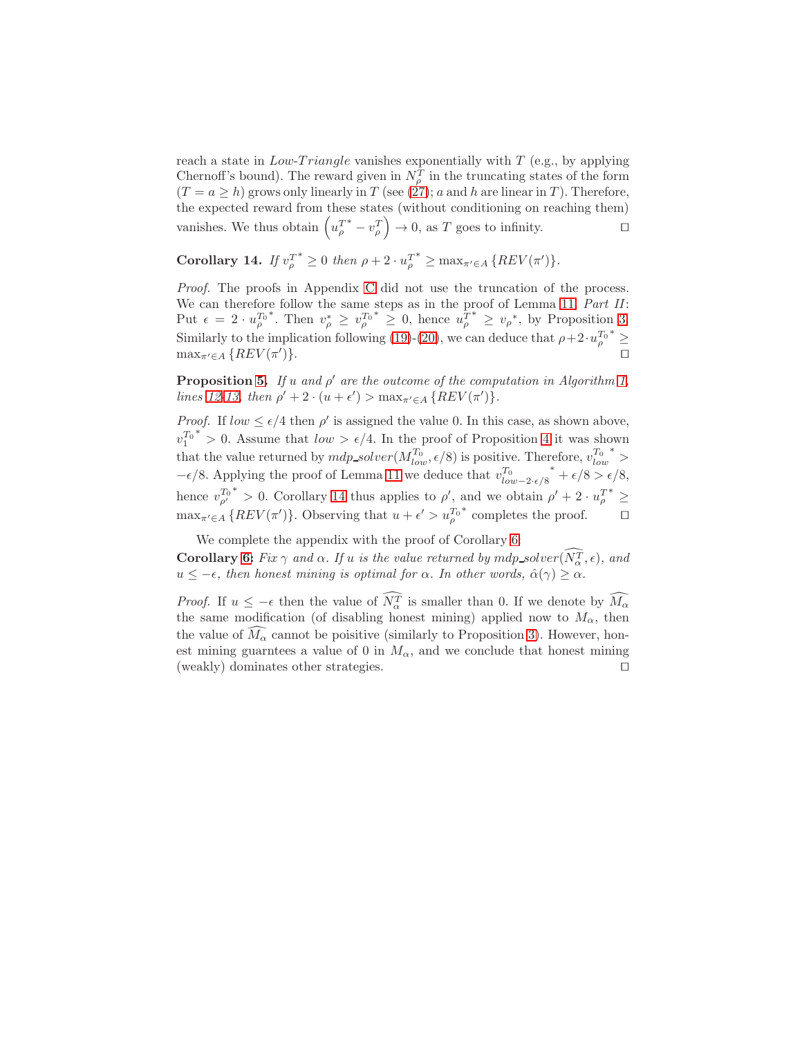reach a state in *Low-Triangle* vanishes exponentially with $T$ (e.g., by applying Chernoff's bound). The reward given in $N_\rho^T$ in the truncating states of the form ($T = a \geq h$) grows only linearly in $T$ (see (27); $a$ and $h$ are linear in $T$). Therefore, the expected reward from these states (without conditioning on reaching them) vanishes. We thus obtain $\left(u_\rho^{T^*} - v_\rho^T\right) \to 0$, as $T$ goes to infinity. □

**Corollary 14.** *If $v_\rho^{T^*} \geq 0$ then $\rho + 2 \cdot u_\rho^{T^*} \geq \max_{\pi' \in A} \{REV(\pi')\}$.*

*Proof.* The proofs in Appendix C did not use the truncation of the process. We can therefore follow the same steps as in the proof of Lemma 11, *Part II*: Put $\epsilon = 2 \cdot u_\rho^{T_0^*}$. Then $v_\rho^* \geq v_\rho^{T_0^*} \geq 0$, hence $u_\rho^{T^*} \geq v_\rho{}^*$, by Proposition 3. Similarly to the implication following (19)-(20), we can deduce that $\rho + 2 \cdot u_\rho^{T_0^*} \geq \max_{\pi' \in A} \{REV(\pi')\}$. □

**Proposition 5.** *If $u$ and $\rho'$ are the outcome of the computation in Algorithm 1, lines 12-13, then $\rho' + 2 \cdot (u + \epsilon') > \max_{\pi' \in A} \{REV(\pi')\}$.*

*Proof.* If $low \leq \epsilon/4$ then $\rho'$ is assigned the value 0. In this case, as shown above, $v_1^{T_0^*} > 0$. Assume that $low > \epsilon/4$. In the proof of Proposition 4 it was shown that the value returned by $mdp\_solver(M_{low}^{T_0}, \epsilon/8)$ is positive. Therefore, $v_{low}^{T_0^*} > -\epsilon/8$. Applying the proof of Lemma 11 we deduce that $v_{low-2\cdot\epsilon/8}^{T_0^*} + \epsilon/8 > \epsilon/8$, hence $v_{\rho'}^{T_0^*} > 0$. Corollary 14 thus applies to $\rho'$, and we obtain $\rho' + 2 \cdot u_\rho^{T^*} \geq \max_{\pi' \in A} \{REV(\pi')\}$. Observing that $u + \epsilon' > u_\rho^{T_0^*}$ completes the proof. □

We complete the appendix with the proof of Corollary 6.

**Corollary 6:** *Fix $\gamma$ and $\alpha$. If $u$ is the value returned by $mdp\_solver(\widehat{N_\alpha^T}, \epsilon)$, and $u \leq -\epsilon$, then honest mining is optimal for $\alpha$. In other words, $\hat{\alpha}(\gamma) \geq \alpha$.*

*Proof.* If $u \leq -\epsilon$ then the value of $\widehat{N_\alpha^T}$ is smaller than 0. If we denote by $\widehat{M_\alpha}$ the same modification (of disabling honest mining) applied now to $M_\alpha$, then the value of $\widehat{M_\alpha}$ cannot be poisitive (similarly to Proposition 3). However, honest mining guarntees a value of 0 in $M_\alpha$, and we conclude that honest mining (weakly) dominates other strategies. □